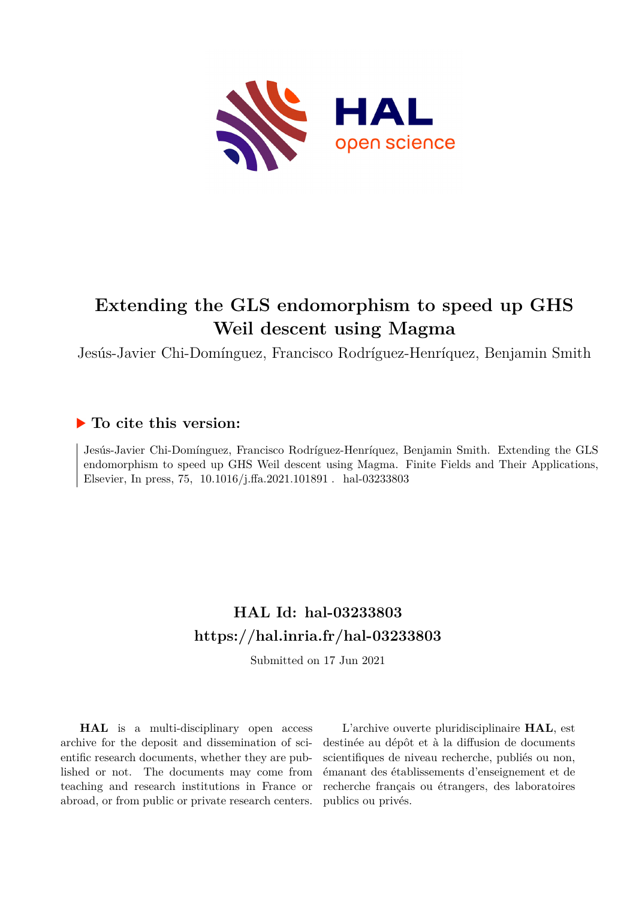# Extending the GLS endomorphism to speed up GHS Weil descent using Magma

Jesús-Javier Chi-Domínguez, Francisco Rodríguez-Henríquez, Benjamin Smith

## To cite this version:

Jesús-Javier Chi-Domínguez, Francisco Rodríguez-Henríquez, Benjamin Smith. Extending the GLS endomorphism to speed up GHS Weil descent using Magma. Finite Fields and Their Applications, Elsevier, In press, 75, 10.1016/j.ffa.2021.101891. hal-03233803

## HAL Id: hal-03233803
## https://hal.inria.fr/hal-03233803

Submitted on 17 Jun 2021

**HAL** is a multi-disciplinary open access archive for the deposit and dissemination of scientific research documents, whether they are published or not. The documents may come from teaching and research institutions in France or abroad, or from public or private research centers.

L'archive ouverte pluridisciplinaire **HAL**, est destinée au dépôt et à la diffusion de documents scientifiques de niveau recherche, publiés ou non, émanant des établissements d'enseignement et de recherche français ou étrangers, des laboratoires publics ou privés.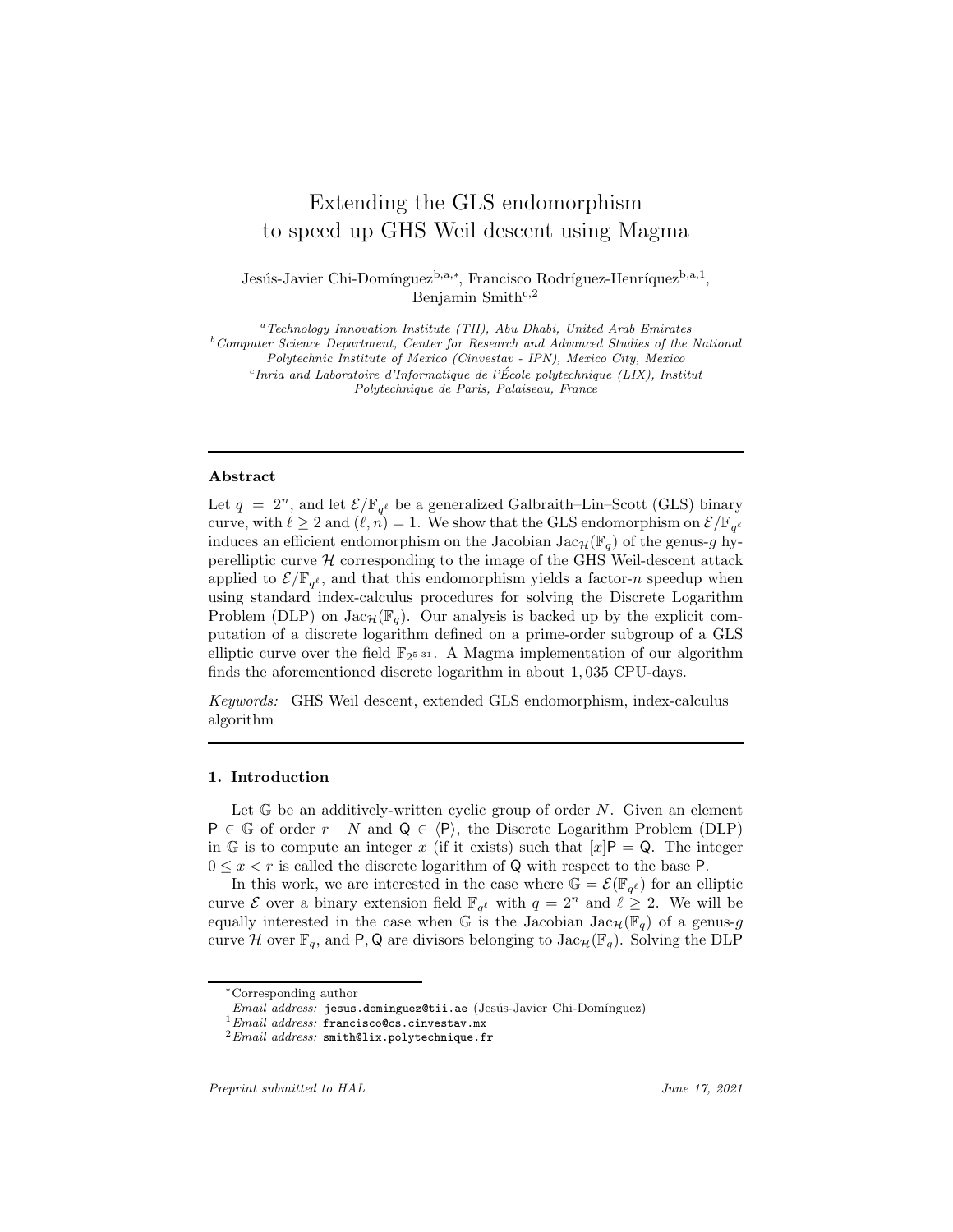# Extending the GLS endomorphism to speed up GHS Weil descent using Magma

Jesús-Javier Chi-Domínguez[b,a,*], Francisco Rodríguez-Henríquez[b,a,1], Benjamin Smith[c,2]

[a] *Technology Innovation Institute (TII), Abu Dhabi, United Arab Emirates*
[b] *Computer Science Department, Center for Research and Advanced Studies of the National Polytechnic Institute of Mexico (Cinvestav - IPN), Mexico City, Mexico*
[c] *Inria and Laboratoire d'Informatique de l'École polytechnique (LIX), Institut Polytechnique de Paris, Palaiseau, France*

## Abstract

Let $q = 2^n$, and let $\mathcal{E}/\mathbb{F}_{q^\ell}$ be a generalized Galbraith–Lin–Scott (GLS) binary curve, with $\ell \geq 2$ and $(\ell, n) = 1$. We show that the GLS endomorphism on $\mathcal{E}/\mathbb{F}_{q^\ell}$ induces an efficient endomorphism on the Jacobian $\mathrm{Jac}_{\mathcal{H}}(\mathbb{F}_q)$ of the genus-$g$ hyperelliptic curve $\mathcal{H}$ corresponding to the image of the GHS Weil-descent attack applied to $\mathcal{E}/\mathbb{F}_{q^\ell}$, and that this endomorphism yields a factor-$n$ speedup when using standard index-calculus procedures for solving the Discrete Logarithm Problem (DLP) on $\mathrm{Jac}_{\mathcal{H}}(\mathbb{F}_q)$. Our analysis is backed up by the explicit computation of a discrete logarithm defined on a prime-order subgroup of a GLS elliptic curve over the field $\mathbb{F}_{2^{5\cdot 31}}$. A Magma implementation of our algorithm finds the aforementioned discrete logarithm in about 1,035 CPU-days.

*Keywords:* GHS Weil descent, extended GLS endomorphism, index-calculus algorithm

## 1. Introduction

Let $\mathbb{G}$ be an additively-written cyclic group of order $N$. Given an element $\mathsf{P} \in \mathbb{G}$ of order $r \mid N$ and $\mathsf{Q} \in \langle \mathsf{P} \rangle$, the Discrete Logarithm Problem (DLP) in $\mathbb{G}$ is to compute an integer $x$ (if it exists) such that $[x]\mathsf{P} = \mathsf{Q}$. The integer $0 \leq x < r$ is called the discrete logarithm of $\mathsf{Q}$ with respect to the base $\mathsf{P}$.

In this work, we are interested in the case where $\mathbb{G} = \mathcal{E}(\mathbb{F}_{q^\ell})$ for an elliptic curve $\mathcal{E}$ over a binary extension field $\mathbb{F}_{q^\ell}$ with $q = 2^n$ and $\ell \geq 2$. We will be equally interested in the case when $\mathbb{G}$ is the Jacobian $\mathrm{Jac}_{\mathcal{H}}(\mathbb{F}_q)$ of a genus-$g$ curve $\mathcal{H}$ over $\mathbb{F}_q$, and $\mathsf{P}, \mathsf{Q}$ are divisors belonging to $\mathrm{Jac}_{\mathcal{H}}(\mathbb{F}_q)$. Solving the DLP

*Corresponding author
*Email address:* `jesus.dominguez@tii.ae` (Jesús-Javier Chi-Domínguez)
[1] *Email address:* `francisco@cs.cinvestav.mx`
[2] *Email address:* `smith@lix.polytechnique.fr`

*Preprint submitted to HAL* *June 17, 2021*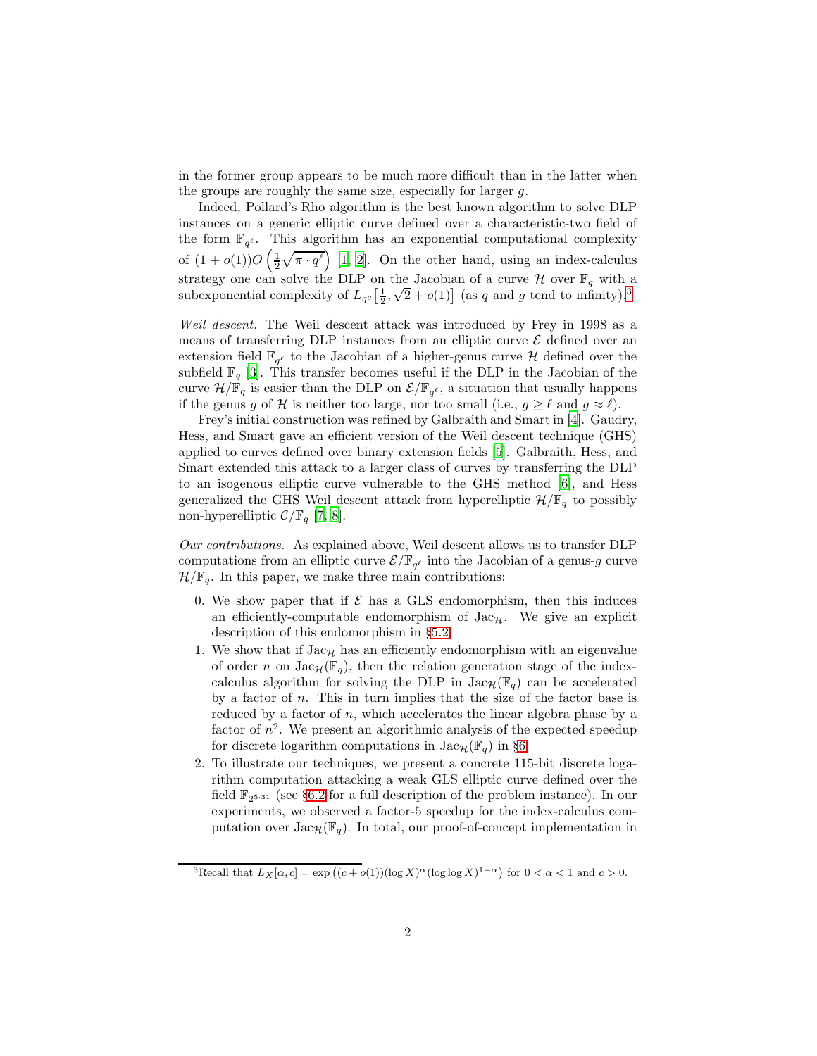in the former group appears to be much more difficult than in the latter when the groups are roughly the same size, especially for larger $g$.

Indeed, Pollard's Rho algorithm is the best known algorithm to solve DLP instances on a generic elliptic curve defined over a characteristic-two field of the form $\mathbb{F}_{q^\ell}$. This algorithm has an exponential computational complexity of $(1+o(1))O\left(\frac{1}{2}\sqrt{\pi \cdot q^\ell}\right)$ [1, 2]. On the other hand, using an index-calculus strategy one can solve the DLP on the Jacobian of a curve $\mathcal{H}$ over $\mathbb{F}_q$ with a subexponential complexity of $L_{q^g}\left[\frac{1}{2}, \sqrt{2}+o(1)\right]$ (as $q$ and $g$ tend to infinity).[3]

*Weil descent.* The Weil descent attack was introduced by Frey in 1998 as a means of transferring DLP instances from an elliptic curve $\mathcal{E}$ defined over an extension field $\mathbb{F}_{q^\ell}$ to the Jacobian of a higher-genus curve $\mathcal{H}$ defined over the subfield $\mathbb{F}_q$ [3]. This transfer becomes useful if the DLP in the Jacobian of the curve $\mathcal{H}/\mathbb{F}_q$ is easier than the DLP on $\mathcal{E}/\mathbb{F}_{q^\ell}$, a situation that usually happens if the genus $g$ of $\mathcal{H}$ is neither too large, nor too small (i.e., $g \geq \ell$ and $g \approx \ell$).

Frey's initial construction was refined by Galbraith and Smart in [4]. Gaudry, Hess, and Smart gave an efficient version of the Weil descent technique (GHS) applied to curves defined over binary extension fields [5]. Galbraith, Hess, and Smart extended this attack to a larger class of curves by transferring the DLP to an isogenous elliptic curve vulnerable to the GHS method [6], and Hess generalized the GHS Weil descent attack from hyperelliptic $\mathcal{H}/\mathbb{F}_q$ to possibly non-hyperelliptic $\mathcal{C}/\mathbb{F}_q$ [7, 8].

*Our contributions.* As explained above, Weil descent allows us to transfer DLP computations from an elliptic curve $\mathcal{E}/\mathbb{F}_{q^\ell}$ into the Jacobian of a genus-$g$ curve $\mathcal{H}/\mathbb{F}_q$. In this paper, we make three main contributions:

0. We show paper that if $\mathcal{E}$ has a GLS endomorphism, then this induces an efficiently-computable endomorphism of $\mathrm{Jac}_{\mathcal{H}}$. We give an explicit description of this endomorphism in §5.2.
1. We show that if $\mathrm{Jac}_{\mathcal{H}}$ has an efficiently endomorphism with an eigenvalue of order $n$ on $\mathrm{Jac}_{\mathcal{H}}(\mathbb{F}_q)$, then the relation generation stage of the index-calculus algorithm for solving the DLP in $\mathrm{Jac}_{\mathcal{H}}(\mathbb{F}_q)$ can be accelerated by a factor of $n$. This in turn implies that the size of the factor base is reduced by a factor of $n$, which accelerates the linear algebra phase by a factor of $n^2$. We present an algorithmic analysis of the expected speedup for discrete logarithm computations in $\mathrm{Jac}_{\mathcal{H}}(\mathbb{F}_q)$ in §6.
2. To illustrate our techniques, we present a concrete 115-bit discrete logarithm computation attacking a weak GLS elliptic curve defined over the field $\mathbb{F}_{2^{5\cdot 31}}$ (see §6.2 for a full description of the problem instance). In our experiments, we observed a factor-5 speedup for the index-calculus computation over $\mathrm{Jac}_{\mathcal{H}}(\mathbb{F}_q)$. In total, our proof-of-concept implementation in

[3] Recall that $L_X[\alpha, c] = \exp\left((c+o(1))(\log X)^\alpha(\log\log X)^{1-\alpha}\right)$ for $0 < \alpha < 1$ and $c > 0$.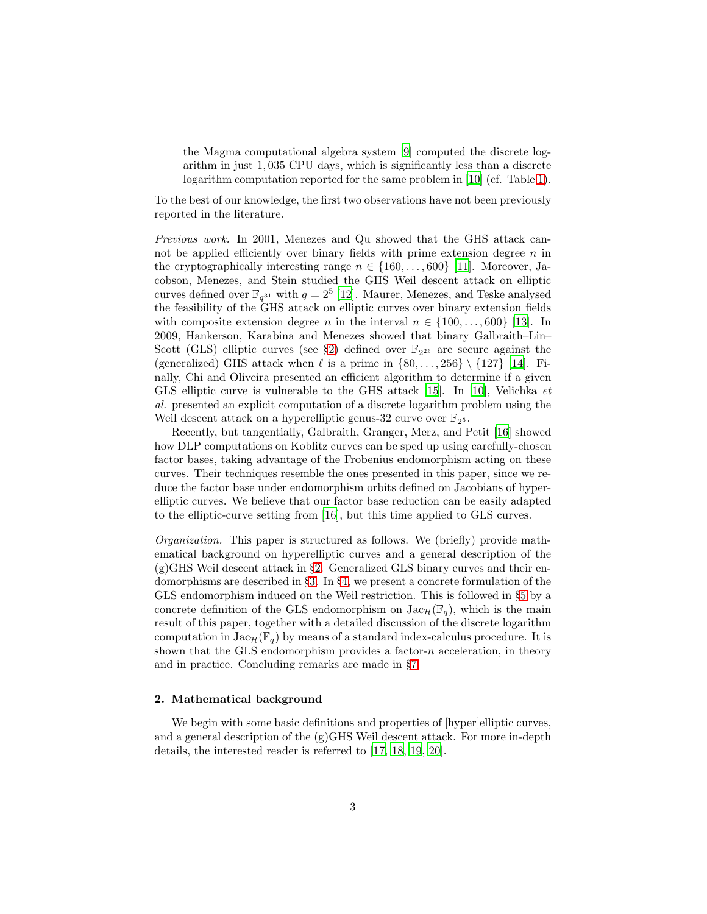the Magma computational algebra system [9] computed the discrete logarithm in just 1,035 CPU days, which is significantly less than a discrete logarithm computation reported for the same problem in [10] (cf. Table 1).

To the best of our knowledge, the first two observations have not been previously reported in the literature.

*Previous work.* In 2001, Menezes and Qu showed that the GHS attack cannot be applied efficiently over binary fields with prime extension degree $n$ in the cryptographically interesting range $n \in \{160, \ldots, 600\}$ [11]. Moreover, Jacobson, Menezes, and Stein studied the GHS Weil descent attack on elliptic curves defined over $\mathbb{F}_{q^{31}}$ with $q = 2^5$ [12]. Maurer, Menezes, and Teske analysed the feasibility of the GHS attack on elliptic curves over binary extension fields with composite extension degree $n$ in the interval $n \in \{100, \ldots, 600\}$ [13]. In 2009, Hankerson, Karabina and Menezes showed that binary Galbraith–Lin–Scott (GLS) elliptic curves (see §2) defined over $\mathbb{F}_{2^{2\ell}}$ are secure against the (generalized) GHS attack when $\ell$ is a prime in $\{80, \ldots, 256\} \setminus \{127\}$ [14]. Finally, Chi and Oliveira presented an efficient algorithm to determine if a given GLS elliptic curve is vulnerable to the GHS attack [15]. In [10], Velichka *et al.* presented an explicit computation of a discrete logarithm problem using the Weil descent attack on a hyperelliptic genus-32 curve over $\mathbb{F}_{2^5}$.

Recently, but tangentially, Galbraith, Granger, Merz, and Petit [16] showed how DLP computations on Koblitz curves can be sped up using carefully-chosen factor bases, taking advantage of the Frobenius endomorphism acting on these curves. Their techniques resemble the ones presented in this paper, since we reduce the factor base under endomorphism orbits defined on Jacobians of hyperelliptic curves. We believe that our factor base reduction can be easily adapted to the elliptic-curve setting from [16], but this time applied to GLS curves.

*Organization.* This paper is structured as follows. We (briefly) provide mathematical background on hyperelliptic curves and a general description of the (g)GHS Weil descent attack in §2. Generalized GLS binary curves and their endomorphisms are described in §3. In §4, we present a concrete formulation of the GLS endomorphism induced on the Weil restriction. This is followed in §5 by a concrete definition of the GLS endomorphism on $\mathrm{Jac}_{\mathcal{H}}(\mathbb{F}_q)$, which is the main result of this paper, together with a detailed discussion of the discrete logarithm computation in $\mathrm{Jac}_{\mathcal{H}}(\mathbb{F}_q)$ by means of a standard index-calculus procedure. It is shown that the GLS endomorphism provides a factor-$n$ acceleration, in theory and in practice. Concluding remarks are made in §7.

## 2. Mathematical background

We begin with some basic definitions and properties of [hyper]elliptic curves, and a general description of the (g)GHS Weil descent attack. For more in-depth details, the interested reader is referred to [17, 18, 19, 20].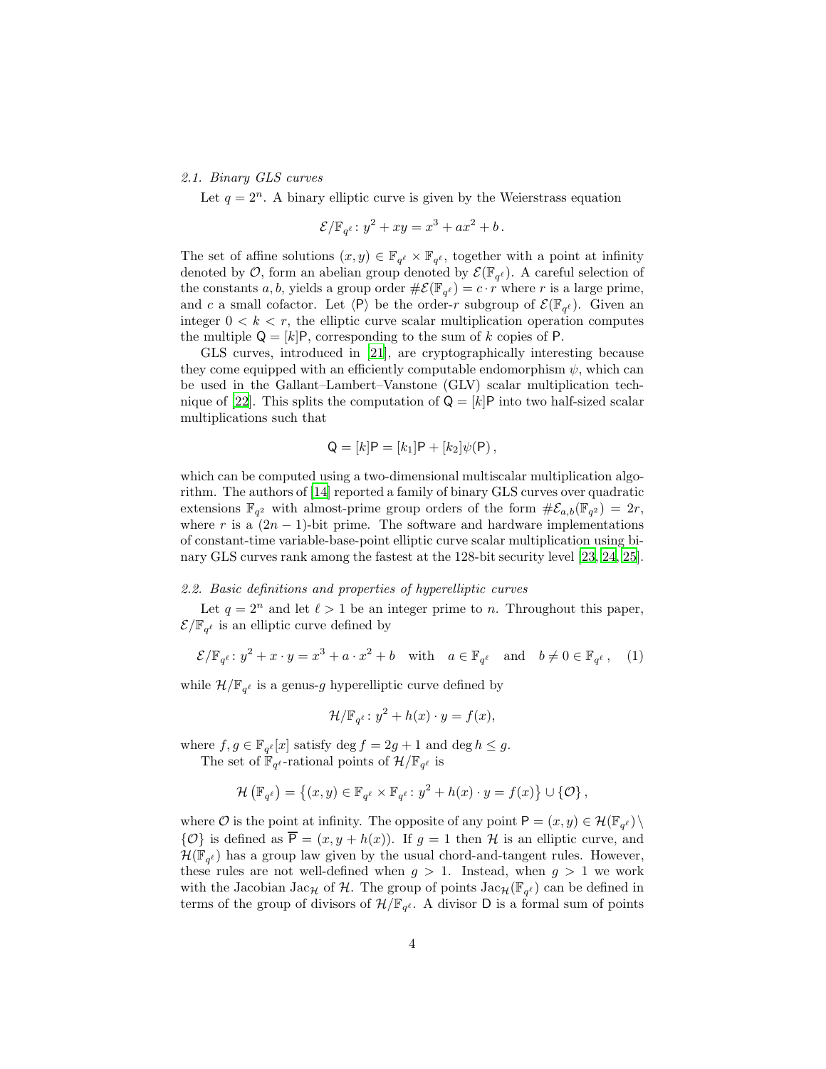### 2.1. Binary GLS curves

Let $q = 2^n$. A binary elliptic curve is given by the Weierstrass equation

$$\mathcal{E}/\mathbb{F}_{q^\ell} \colon y^2 + xy = x^3 + ax^2 + b \,.$$

The set of affine solutions $(x, y) \in \mathbb{F}_{q^\ell} \times \mathbb{F}_{q^\ell}$, together with a point at infinity denoted by $\mathcal{O}$, form an abelian group denoted by $\mathcal{E}(\mathbb{F}_{q^\ell})$. A careful selection of the constants $a, b$, yields a group order $\#\mathcal{E}(\mathbb{F}_{q^\ell}) = c \cdot r$ where $r$ is a large prime, and $c$ a small cofactor. Let $\langle \mathsf{P} \rangle$ be the order-$r$ subgroup of $\mathcal{E}(\mathbb{F}_{q^\ell})$. Given an integer $0 < k < r$, the elliptic curve scalar multiplication operation computes the multiple $\mathsf{Q} = [k]\mathsf{P}$, corresponding to the sum of $k$ copies of $\mathsf{P}$.

GLS curves, introduced in [21], are cryptographically interesting because they come equipped with an efficiently computable endomorphism $\psi$, which can be used in the Gallant–Lambert–Vanstone (GLV) scalar multiplication technique of [22]. This splits the computation of $\mathsf{Q} = [k]\mathsf{P}$ into two half-sized scalar multiplications such that

$$\mathsf{Q} = [k]\mathsf{P} = [k_1]\mathsf{P} + [k_2]\psi(\mathsf{P}) \,,$$

which can be computed using a two-dimensional multiscalar multiplication algorithm. The authors of [14] reported a family of binary GLS curves over quadratic extensions $\mathbb{F}_{q^2}$ with almost-prime group orders of the form $\#\mathcal{E}_{a,b}(\mathbb{F}_{q^2}) = 2r$, where $r$ is a $(2n-1)$-bit prime. The software and hardware implementations of constant-time variable-base-point elliptic curve scalar multiplication using binary GLS curves rank among the fastest at the 128-bit security level [23, 24, 25].

### 2.2. Basic definitions and properties of hyperelliptic curves

Let $q = 2^n$ and let $\ell > 1$ be an integer prime to $n$. Throughout this paper, $\mathcal{E}/\mathbb{F}_{q^\ell}$ is an elliptic curve defined by

$$\mathcal{E}/\mathbb{F}_{q^\ell} \colon y^2 + x \cdot y = x^3 + a \cdot x^2 + b \quad \text{with} \quad a \in \mathbb{F}_{q^\ell} \quad \text{and} \quad b \neq 0 \in \mathbb{F}_{q^\ell} \,, \qquad (1)$$

while $\mathcal{H}/\mathbb{F}_{q^\ell}$ is a genus-$g$ hyperelliptic curve defined by

$$\mathcal{H}/\mathbb{F}_{q^\ell} \colon y^2 + h(x) \cdot y = f(x),$$

where $f, g \in \mathbb{F}_{q^\ell}[x]$ satisfy $\deg f = 2g + 1$ and $\deg h \leq g$.

The set of $\mathbb{F}_{q^\ell}$-rational points of $\mathcal{H}/\mathbb{F}_{q^\ell}$ is

$$\mathcal{H}\left(\mathbb{F}_{q^\ell}\right) = \left\{(x, y) \in \mathbb{F}_{q^\ell} \times \mathbb{F}_{q^\ell} \colon y^2 + h(x) \cdot y = f(x)\right\} \cup \{\mathcal{O}\} \,,$$

where $\mathcal{O}$ is the point at infinity. The opposite of any point $\mathsf{P} = (x, y) \in \mathcal{H}(\mathbb{F}_{q^\ell}) \setminus \{\mathcal{O}\}$ is defined as $\overline{\mathsf{P}} = (x, y + h(x))$. If $g = 1$ then $\mathcal{H}$ is an elliptic curve, and $\mathcal{H}(\mathbb{F}_{q^\ell})$ has a group law given by the usual chord-and-tangent rules. However, these rules are not well-defined when $g > 1$. Instead, when $g > 1$ we work with the Jacobian $\mathrm{Jac}_{\mathcal{H}}$ of $\mathcal{H}$. The group of points $\mathrm{Jac}_{\mathcal{H}}(\mathbb{F}_{q^\ell})$ can be defined in terms of the group of divisors of $\mathcal{H}/\mathbb{F}_{q^\ell}$. A divisor $\mathsf{D}$ is a formal sum of points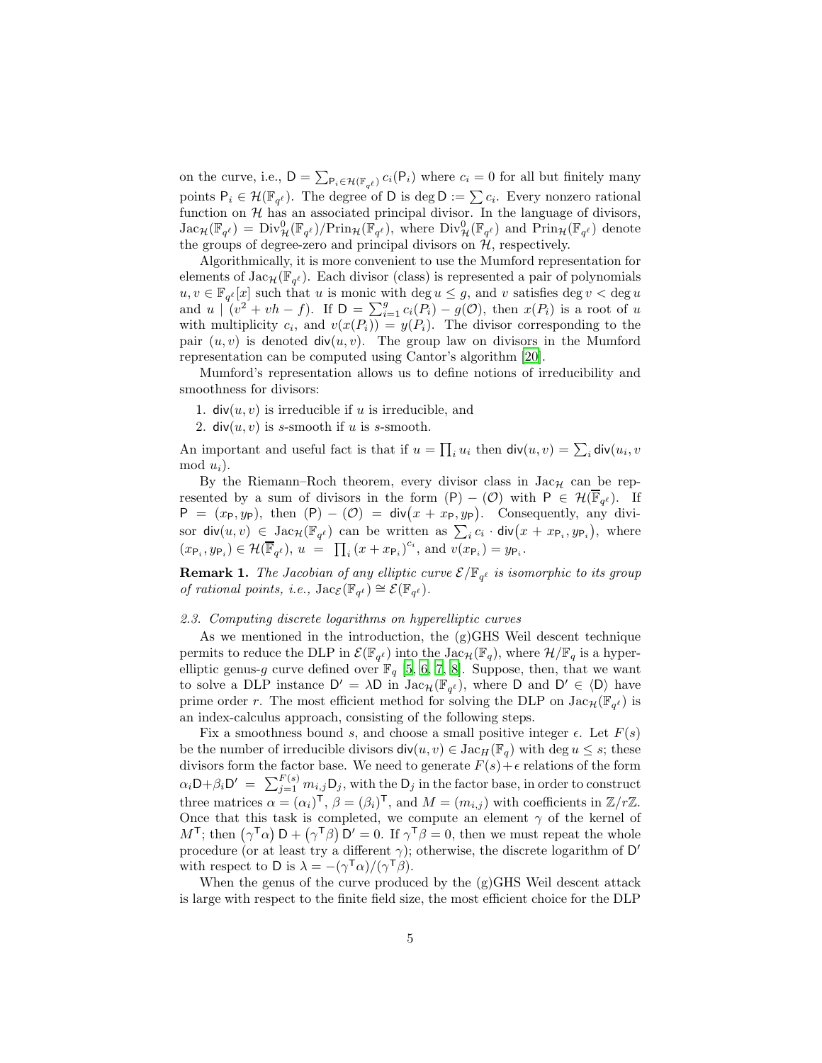on the curve, i.e., $\mathsf{D} = \sum_{\mathsf{P}_i \in \mathcal{H}(\mathbb{F}_{q^\ell})} c_i(\mathsf{P}_i)$ where $c_i = 0$ for all but finitely many points $\mathsf{P}_i \in \mathcal{H}(\mathbb{F}_{q^\ell})$. The degree of $\mathsf{D}$ is $\deg \mathsf{D} := \sum c_i$. Every nonzero rational function on $\mathcal{H}$ has an associated principal divisor. In the language of divisors, $\mathrm{Jac}_{\mathcal{H}}(\mathbb{F}_{q^\ell}) = \mathrm{Div}^0_{\mathcal{H}}(\mathbb{F}_{q^\ell})/\mathrm{Prin}_{\mathcal{H}}(\mathbb{F}_{q^\ell})$, where $\mathrm{Div}^0_{\mathcal{H}}(\mathbb{F}_{q^\ell})$ and $\mathrm{Prin}_{\mathcal{H}}(\mathbb{F}_{q^\ell})$ denote the groups of degree-zero and principal divisors on $\mathcal{H}$, respectively.

Algorithmically, it is more convenient to use the Mumford representation for elements of $\mathrm{Jac}_{\mathcal{H}}(\mathbb{F}_{q^\ell})$. Each divisor (class) is represented a pair of polynomials $u, v \in \mathbb{F}_{q^\ell}[x]$ such that $u$ is monic with $\deg u \leq g$, and $v$ satisfies $\deg v < \deg u$ and $u \mid (v^2 + vh - f)$. If $\mathsf{D} = \sum_{i=1}^{g} c_i(P_i) - g(\mathcal{O})$, then $x(P_i)$ is a root of $u$ with multiplicity $c_i$, and $v(x(P_i)) = y(P_i)$. The divisor corresponding to the pair $(u, v)$ is denoted $\mathsf{div}(u, v)$. The group law on divisors in the Mumford representation can be computed using Cantor's algorithm [20].

Mumford's representation allows us to define notions of irreducibility and smoothness for divisors:

1. $\mathsf{div}(u, v)$ is irreducible if $u$ is irreducible, and
2. $\mathsf{div}(u, v)$ is $s$-smooth if $u$ is $s$-smooth.

An important and useful fact is that if $u = \prod_i u_i$ then $\mathsf{div}(u, v) = \sum_i \mathsf{div}(u_i, v \bmod u_i)$.

By the Riemann–Roch theorem, every divisor class in $\mathrm{Jac}_{\mathcal{H}}$ can be represented by a sum of divisors in the form $(\mathsf{P}) - (\mathcal{O})$ with $\mathsf{P} \in \mathcal{H}(\overline{\mathbb{F}}_{q^\ell})$. If $\mathsf{P} = (x_{\mathsf{P}}, y_{\mathsf{P}})$, then $(\mathsf{P}) - (\mathcal{O}) = \mathsf{div}\big(x + x_{\mathsf{P}}, y_{\mathsf{P}}\big)$. Consequently, any divisor $\mathsf{div}(u, v) \in \mathrm{Jac}_{\mathcal{H}}(\mathbb{F}_{q^\ell})$ can be written as $\sum_i c_i \cdot \mathsf{div}\big(x + x_{\mathsf{P}_i}, y_{\mathsf{P}_i}\big)$, where $(x_{\mathsf{P}_i}, y_{\mathsf{P}_i}) \in \mathcal{H}(\overline{\mathbb{F}}_{q^\ell})$, $u = \prod_i (x + x_{\mathsf{P}_i})^{c_i}$, and $v(x_{\mathsf{P}_i}) = y_{\mathsf{P}_i}$.

**Remark 1.** *The Jacobian of any elliptic curve $\mathcal{E}/\mathbb{F}_{q^\ell}$ is isomorphic to its group of rational points, i.e., $\mathrm{Jac}_{\mathcal{E}}(\mathbb{F}_{q^\ell}) \cong \mathcal{E}(\mathbb{F}_{q^\ell})$.*

### 2.3. Computing discrete logarithms on hyperelliptic curves

As we mentioned in the introduction, the (g)GHS Weil descent technique permits to reduce the DLP in $\mathcal{E}(\mathbb{F}_{q^\ell})$ into the $\mathrm{Jac}_{\mathcal{H}}(\mathbb{F}_q)$, where $\mathcal{H}/\mathbb{F}_q$ is a hyperelliptic genus-$g$ curve defined over $\mathbb{F}_q$ [5, 6, 7, 8]. Suppose, then, that we want to solve a DLP instance $\mathsf{D}' = \lambda \mathsf{D}$ in $\mathrm{Jac}_{\mathcal{H}}(\mathbb{F}_{q^\ell})$, where $\mathsf{D}$ and $\mathsf{D}' \in \langle \mathsf{D} \rangle$ have prime order $r$. The most efficient method for solving the DLP on $\mathrm{Jac}_{\mathcal{H}}(\mathbb{F}_{q^\ell})$ is an index-calculus approach, consisting of the following steps.

Fix a smoothness bound $s$, and choose a small positive integer $\epsilon$. Let $F(s)$ be the number of irreducible divisors $\mathsf{div}(u, v) \in \mathrm{Jac}_H(\mathbb{F}_q)$ with $\deg u \leq s$; these divisors form the factor base. We need to generate $F(s) + \epsilon$ relations of the form $\alpha_i \mathsf{D} + \beta_i \mathsf{D}' = \sum_{j=1}^{F(s)} m_{i,j} \mathsf{D}_j$, with the $\mathsf{D}_j$ in the factor base, in order to construct three matrices $\alpha = (\alpha_i)^{\mathsf{T}}$, $\beta = (\beta_i)^{\mathsf{T}}$, and $M = (m_{i,j})$ with coefficients in $\mathbb{Z}/r\mathbb{Z}$. Once that this task is completed, we compute an element $\gamma$ of the kernel of $M^{\mathsf{T}}$; then $\big(\gamma^{\mathsf{T}} \alpha\big)\, \mathsf{D} + \big(\gamma^{\mathsf{T}} \beta\big)\, \mathsf{D}' = 0$. If $\gamma^{\mathsf{T}} \beta = 0$, then we must repeat the whole procedure (or at least try a different $\gamma$); otherwise, the discrete logarithm of $\mathsf{D}'$ with respect to $\mathsf{D}$ is $\lambda = -(\gamma^{\mathsf{T}} \alpha)/(\gamma^{\mathsf{T}} \beta)$.

When the genus of the curve produced by the (g)GHS Weil descent attack is large with respect to the finite field size, the most efficient choice for the DLP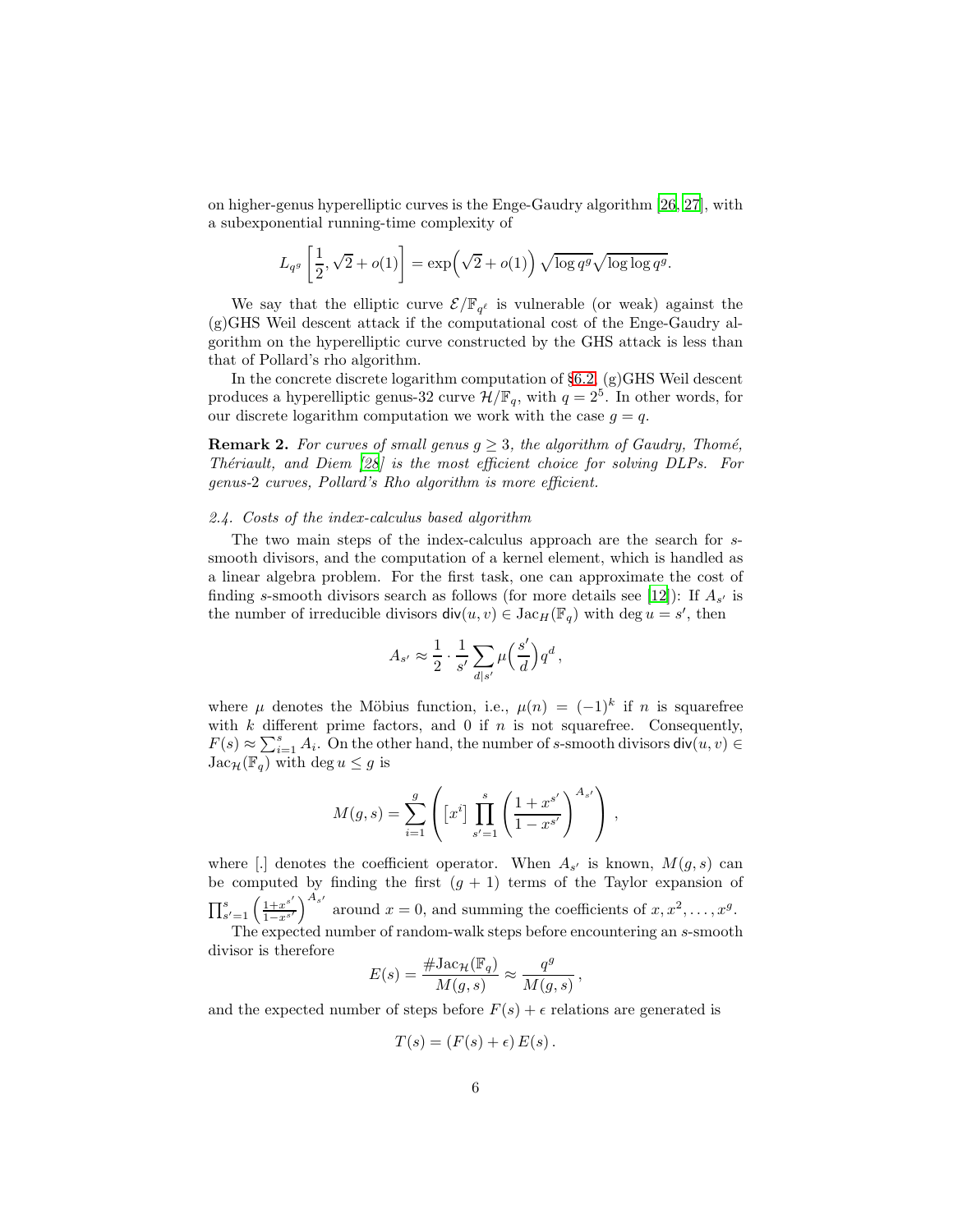on higher-genus hyperelliptic curves is the Enge-Gaudry algorithm [26, 27], with a subexponential running-time complexity of

$$L_{q^g}\left[\frac{1}{2}, \sqrt{2}+o(1)\right] = \exp\Big(\sqrt{2}+o(1)\Big)\sqrt{\log q^g}\sqrt{\log\log q^g}.$$

We say that the elliptic curve $\mathcal{E}/\mathbb{F}_{q^\ell}$ is vulnerable (or weak) against the (g)GHS Weil descent attack if the computational cost of the Enge-Gaudry algorithm on the hyperelliptic curve constructed by the GHS attack is less than that of Pollard's rho algorithm.

In the concrete discrete logarithm computation of §6.2, (g)GHS Weil descent produces a hyperelliptic genus-32 curve $\mathcal{H}/\mathbb{F}_q$, with $q = 2^5$. In other words, for our discrete logarithm computation we work with the case $g = q$.

**Remark 2.** *For curves of small genus $g \geq 3$, the algorithm of Gaudry, Thomé, Thériault, and Diem [28] is the most efficient choice for solving DLPs. For genus-2 curves, Pollard's Rho algorithm is more efficient.*

### *2.4. Costs of the index-calculus based algorithm*

The two main steps of the index-calculus approach are the search for $s$-smooth divisors, and the computation of a kernel element, which is handled as a linear algebra problem. For the first task, one can approximate the cost of finding $s$-smooth divisors search as follows (for more details see [12]): If $A_{s'}$ is the number of irreducible divisors $\mathsf{div}(u,v) \in \mathrm{Jac}_H(\mathbb{F}_q)$ with $\deg u = s'$, then

$$A_{s'} \approx \frac{1}{2}\cdot\frac{1}{s'}\sum_{d|s'}\mu\Big(\frac{s'}{d}\Big)q^d,$$

where $\mu$ denotes the Möbius function, i.e., $\mu(n) = (-1)^k$ if $n$ is squarefree with $k$ different prime factors, and 0 if $n$ is not squarefree. Consequently, $F(s) \approx \sum_{i=1}^{s} A_i$. On the other hand, the number of $s$-smooth divisors $\mathsf{div}(u,v) \in \mathrm{Jac}_{\mathcal{H}}(\mathbb{F}_q)$ with $\deg u \leq g$ is

$$M(g,s) = \sum_{i=1}^{g}\left(\left[x^i\right]\prod_{s'=1}^{s}\left(\frac{1+x^{s'}}{1-x^{s'}}\right)^{A_{s'}}\right),$$

where [.] denotes the coefficient operator. When $A_{s'}$ is known, $M(g,s)$ can be computed by finding the first $(g+1)$ terms of the Taylor expansion of $\prod_{s'=1}^{s}\left(\frac{1+x^{s'}}{1-x^{s'}}\right)^{A_{s'}}$ around $x = 0$, and summing the coefficients of $x, x^2, \ldots, x^g$.

The expected number of random-walk steps before encountering an $s$-smooth divisor is therefore

$$E(s) = \frac{\#\mathrm{Jac}_{\mathcal{H}}(\mathbb{F}_q)}{M(g,s)} \approx \frac{q^g}{M(g,s)},$$

and the expected number of steps before $F(s) + \epsilon$ relations are generated is

$$T(s) = (F(s) + \epsilon)\,E(s).$$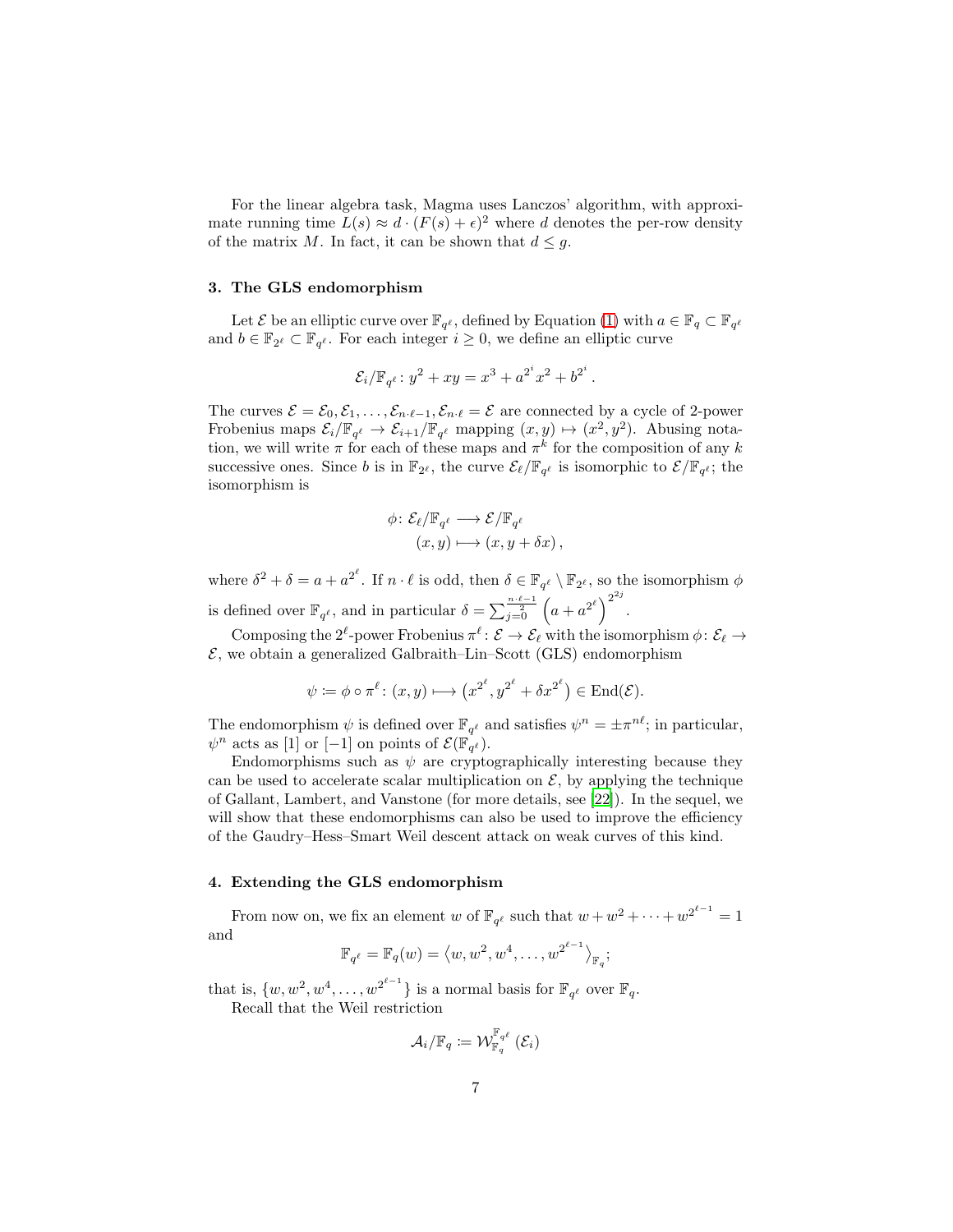For the linear algebra task, Magma uses Lanczos' algorithm, with approximate running time $L(s) \approx d \cdot (F(s) + \epsilon)^2$ where $d$ denotes the per-row density of the matrix $M$. In fact, it can be shown that $d \leq g$.

### 3. The GLS endomorphism

Let $\mathcal{E}$ be an elliptic curve over $\mathbb{F}_{q^\ell}$, defined by Equation (1) with $a \in \mathbb{F}_q \subset \mathbb{F}_{q^\ell}$ and $b \in \mathbb{F}_{2^\ell} \subset \mathbb{F}_{q^\ell}$. For each integer $i \geq 0$, we define an elliptic curve

$$\mathcal{E}_i/\mathbb{F}_{q^\ell} \colon y^2 + xy = x^3 + a^{2^i}x^2 + b^{2^i} \,.$$

The curves $\mathcal{E} = \mathcal{E}_0, \mathcal{E}_1, \ldots, \mathcal{E}_{n\cdot\ell-1}, \mathcal{E}_{n\cdot\ell} = \mathcal{E}$ are connected by a cycle of 2-power Frobenius maps $\mathcal{E}_i/\mathbb{F}_{q^\ell} \to \mathcal{E}_{i+1}/\mathbb{F}_{q^\ell}$ mapping $(x, y) \mapsto (x^2, y^2)$. Abusing notation, we will write $\pi$ for each of these maps and $\pi^k$ for the composition of any $k$ successive ones. Since $b$ is in $\mathbb{F}_{2^\ell}$, the curve $\mathcal{E}_\ell/\mathbb{F}_{q^\ell}$ is isomorphic to $\mathcal{E}/\mathbb{F}_{q^\ell}$; the isomorphism is

$$\begin{aligned} \phi \colon \mathcal{E}_\ell/\mathbb{F}_{q^\ell} &\longrightarrow \mathcal{E}/\mathbb{F}_{q^\ell} \\ (x, y) &\longmapsto (x, y + \delta x)\,, \end{aligned}$$

where $\delta^2 + \delta = a + a^{2^\ell}$. If $n \cdot \ell$ is odd, then $\delta \in \mathbb{F}_{q^\ell} \setminus \mathbb{F}_{2^\ell}$, so the isomorphism $\phi$ is defined over $\mathbb{F}_{q^\ell}$, and in particular $\delta = \sum_{j=0}^{\frac{n\cdot\ell-1}{2}} \left(a + a^{2^\ell}\right)^{2^{2j}}$.

Composing the $2^\ell$-power Frobenius $\pi^\ell \colon \mathcal{E} \to \mathcal{E}_\ell$ with the isomorphism $\phi \colon \mathcal{E}_\ell \to \mathcal{E}$, we obtain a generalized Galbraith–Lin–Scott (GLS) endomorphism

$$\psi \coloneqq \phi \circ \pi^\ell \colon (x, y) \longmapsto \left(x^{2^\ell}, y^{2^\ell} + \delta x^{2^\ell}\right) \in \operatorname{End}(\mathcal{E}).$$

The endomorphism $\psi$ is defined over $\mathbb{F}_{q^\ell}$ and satisfies $\psi^n = \pm\pi^{n\ell}$; in particular, $\psi^n$ acts as $[1]$ or $[-1]$ on points of $\mathcal{E}(\mathbb{F}_{q^\ell})$.

Endomorphisms such as $\psi$ are cryptographically interesting because they can be used to accelerate scalar multiplication on $\mathcal{E}$, by applying the technique of Gallant, Lambert, and Vanstone (for more details, see [22]). In the sequel, we will show that these endomorphisms can also be used to improve the efficiency of the Gaudry–Hess–Smart Weil descent attack on weak curves of this kind.

### 4. Extending the GLS endomorphism

From now on, we fix an element $w$ of $\mathbb{F}_{q^\ell}$ such that $w + w^2 + \cdots + w^{2^{\ell-1}} = 1$ and

$$\mathbb{F}_{q^\ell} = \mathbb{F}_q(w) = \left\langle w, w^2, w^4, \ldots, w^{2^{\ell-1}} \right\rangle_{\mathbb{F}_q};$$

that is, $\{w, w^2, w^4, \ldots, w^{2^{\ell-1}}\}$ is a normal basis for $\mathbb{F}_{q^\ell}$ over $\mathbb{F}_q$.

Recall that the Weil restriction

$$\mathcal{A}_i/\mathbb{F}_q \coloneqq \mathcal{W}_{\mathbb{F}_q}^{\mathbb{F}_{q^\ell}}\left(\mathcal{E}_i\right)$$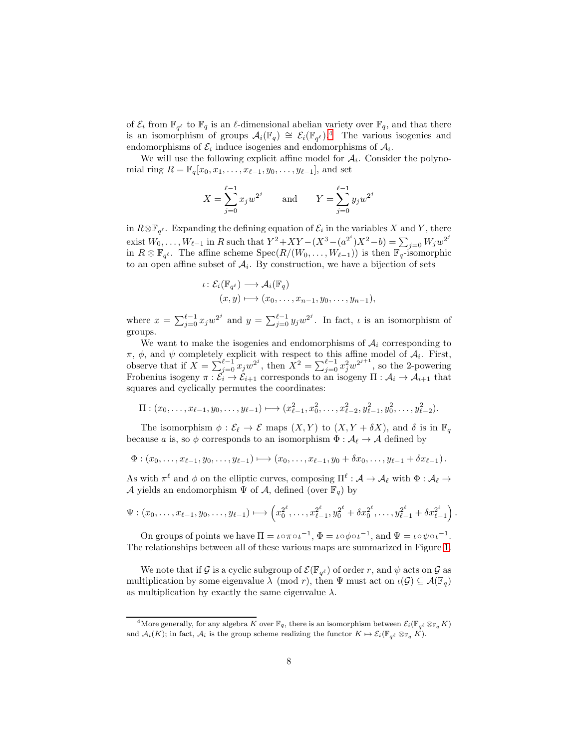of $\mathcal{E}_i$ from $\mathbb{F}_{q^\ell}$ to $\mathbb{F}_q$ is an $\ell$-dimensional abelian variety over $\mathbb{F}_q$, and that there is an isomorphism of groups $\mathcal{A}_i(\mathbb{F}_q) \cong \mathcal{E}_i(\mathbb{F}_{q^\ell})$.[4] The various isogenies and endomorphisms of $\mathcal{E}_i$ induce isogenies and endomorphisms of $\mathcal{A}_i$.

We will use the following explicit affine model for $\mathcal{A}_i$. Consider the polynomial ring $R = \mathbb{F}_q[x_0, x_1, \ldots, x_{\ell-1}, y_0, \ldots, y_{\ell-1}]$, and set

$$X = \sum_{j=0}^{\ell-1} x_j w^{2^j} \qquad \text{and} \qquad Y = \sum_{j=0}^{\ell-1} y_j w^{2^j}$$

in $R \otimes \mathbb{F}_{q^\ell}$. Expanding the defining equation of $\mathcal{E}_i$ in the variables $X$ and $Y$, there exist $W_0, \ldots, W_{\ell-1}$ in $R$ such that $Y^2 + XY - (X^3 - (a^{2^i})X^2 - b) = \sum_{j=0} W_j w^{2^j}$ in $R \otimes \mathbb{F}_{q^\ell}$. The affine scheme $\mathrm{Spec}(R/(W_0, \ldots, W_{\ell-1}))$ is then $\mathbb{F}_q$-isomorphic to an open affine subset of $\mathcal{A}_i$. By construction, we have a bijection of sets

$$\begin{aligned} \iota \colon \mathcal{E}_i(\mathbb{F}_{q^\ell}) &\longrightarrow \mathcal{A}_i(\mathbb{F}_q) \\ (x, y) &\longmapsto (x_0, \ldots, x_{n-1}, y_0, \ldots, y_{n-1}), \end{aligned}$$

where $x = \sum_{j=0}^{\ell-1} x_j w^{2^j}$ and $y = \sum_{j=0}^{\ell-1} y_j w^{2^j}$. In fact, $\iota$ is an isomorphism of groups.

We want to make the isogenies and endomorphisms of $\mathcal{A}_i$ corresponding to $\pi$, $\phi$, and $\psi$ completely explicit with respect to this affine model of $\mathcal{A}_i$. First, observe that if $X = \sum_{j=0}^{\ell-1} x_j w^{2^j}$, then $X^2 = \sum_{j=0}^{\ell-1} x_j^2 w^{2^{j+1}}$, so the 2-powering Frobenius isogeny $\pi : \mathcal{E}_i \to \mathcal{E}_{i+1}$ corresponds to an isogeny $\Pi : \mathcal{A}_i \to \mathcal{A}_{i+1}$ that squares and cyclically permutes the coordinates:

$$\Pi : (x_0, \ldots, x_{\ell-1}, y_0, \ldots, y_{\ell-1}) \longmapsto (x_{\ell-1}^2, x_0^2, \ldots, x_{\ell-2}^2, y_{\ell-1}^2, y_0^2, \ldots, y_{\ell-2}^2).$$

The isomorphism $\phi : \mathcal{E}_\ell \to \mathcal{E}$ maps $(X, Y)$ to $(X, Y + \delta X)$, and $\delta$ is in $\mathbb{F}_q$ because $a$ is, so $\phi$ corresponds to an isomorphism $\Phi : \mathcal{A}_\ell \to \mathcal{A}$ defined by

$$\Phi : (x_0, \ldots, x_{\ell-1}, y_0, \ldots, y_{\ell-1}) \longmapsto (x_0, \ldots, x_{\ell-1}, y_0 + \delta x_0, \ldots, y_{\ell-1} + \delta x_{\ell-1}).$$

As with $\pi^\ell$ and $\phi$ on the elliptic curves, composing $\Pi^\ell : \mathcal{A} \to \mathcal{A}_\ell$ with $\Phi : \mathcal{A}_\ell \to \mathcal{A}$ yields an endomorphism $\Psi$ of $\mathcal{A}$, defined (over $\mathbb{F}_q$) by

$$\Psi : (x_0, \ldots, x_{\ell-1}, y_0, \ldots, y_{\ell-1}) \longmapsto \left( x_0^{2^\ell}, \ldots, x_{\ell-1}^{2^\ell}, y_0^{2^\ell} + \delta x_0^{2^\ell}, \ldots, y_{\ell-1}^{2^\ell} + \delta x_{\ell-1}^{2^\ell} \right).$$

On groups of points we have $\Pi = \iota \circ \pi \circ \iota^{-1}$, $\Phi = \iota \circ \phi \circ \iota^{-1}$, and $\Psi = \iota \circ \psi \circ \iota^{-1}$. The relationships between all of these various maps are summarized in Figure 1.

We note that if $\mathcal{G}$ is a cyclic subgroup of $\mathcal{E}(\mathbb{F}_{q^\ell})$ of order $r$, and $\psi$ acts on $\mathcal{G}$ as multiplication by some eigenvalue $\lambda \pmod{r}$, then $\Psi$ must act on $\iota(\mathcal{G}) \subseteq \mathcal{A}(\mathbb{F}_q)$ as multiplication by exactly the same eigenvalue $\lambda$.

---

[4] More generally, for any algebra $K$ over $\mathbb{F}_q$, there is an isomorphism between $\mathcal{E}_i(\mathbb{F}_{q^\ell} \otimes_{\mathbb{F}_q} K)$ and $\mathcal{A}_i(K)$; in fact, $\mathcal{A}_i$ is the group scheme realizing the functor $K \mapsto \mathcal{E}_i(\mathbb{F}_{q^\ell} \otimes_{\mathbb{F}_q} K)$.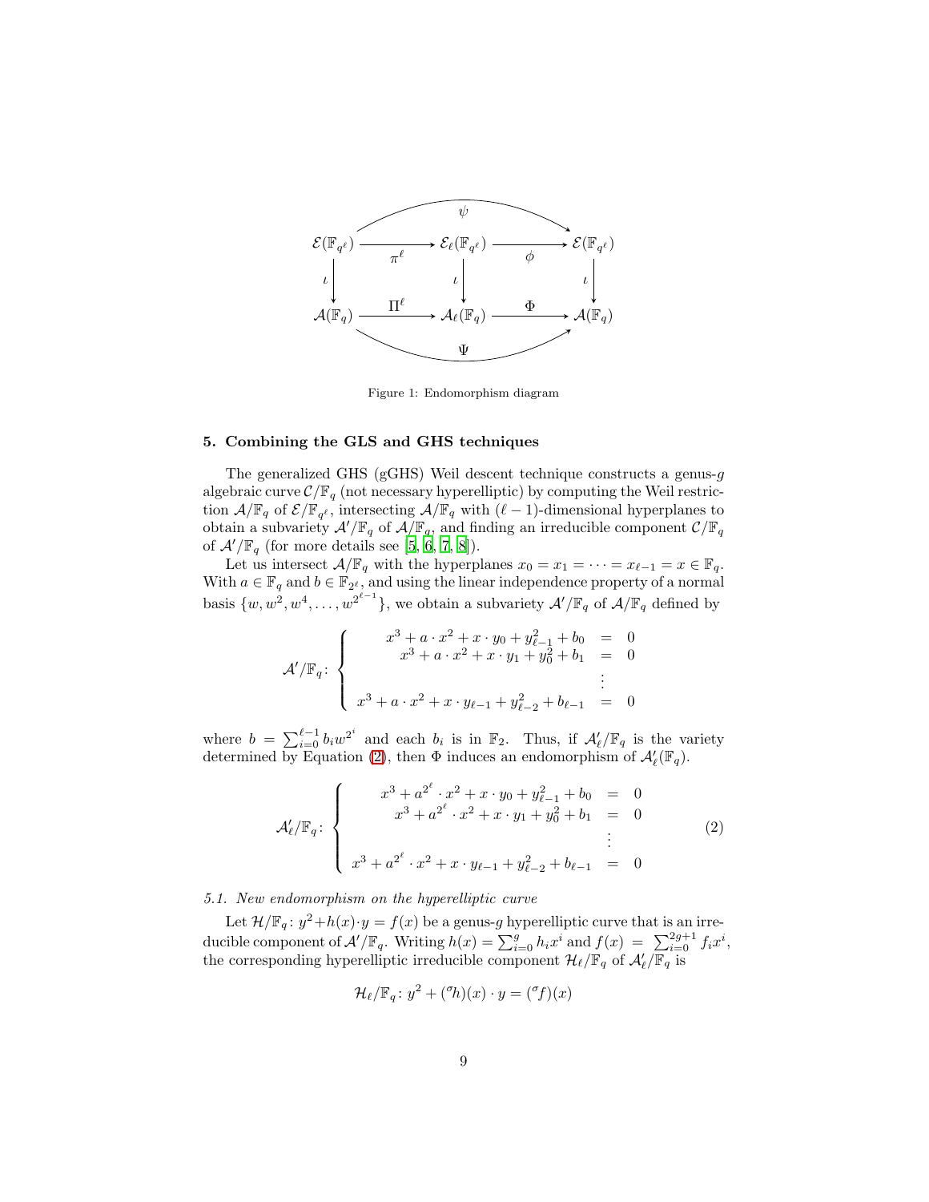$$
\begin{array}{ccccc}
 & & \overset{\psi}{\frown} & & \\
\mathcal{E}(\mathbb{F}_{q^\ell}) & \xrightarrow{\pi^\ell} & \mathcal{E}_\ell(\mathbb{F}_{q^\ell}) & \xrightarrow{\phi} & \mathcal{E}(\mathbb{F}_{q^\ell}) \\
\downarrow \iota & & \downarrow \iota & & \downarrow \iota \\
\mathcal{A}(\mathbb{F}_q) & \xrightarrow{\Pi^\ell} & \mathcal{A}_\ell(\mathbb{F}_q) & \xrightarrow{\Phi} & \mathcal{A}(\mathbb{F}_q) \\
 & & \underset{\Psi}{\smile} & &
\end{array}
$$

Figure 1: Endomorphism diagram

## 5. Combining the GLS and GHS techniques

The generalized GHS (gGHS) Weil descent technique constructs a genus-$g$ algebraic curve $\mathcal{C}/\mathbb{F}_q$ (not necessary hyperelliptic) by computing the Weil restriction $\mathcal{A}/\mathbb{F}_q$ of $\mathcal{E}/\mathbb{F}_{q^\ell}$, intersecting $\mathcal{A}/\mathbb{F}_q$ with $(\ell-1)$-dimensional hyperplanes to obtain a subvariety $\mathcal{A}'/\mathbb{F}_q$ of $\mathcal{A}/\mathbb{F}_q$, and finding an irreducible component $\mathcal{C}/\mathbb{F}_q$ of $\mathcal{A}'/\mathbb{F}_q$ (for more details see [5, 6, 7, 8]).

Let us intersect $\mathcal{A}/\mathbb{F}_q$ with the hyperplanes $x_0 = x_1 = \cdots = x_{\ell-1} = x \in \mathbb{F}_q$. With $a \in \mathbb{F}_q$ and $b \in \mathbb{F}_{2^\ell}$, and using the linear independence property of a normal basis $\{w, w^2, w^4, \ldots, w^{2^{\ell-1}}\}$, we obtain a subvariety $\mathcal{A}'/\mathbb{F}_q$ of $\mathcal{A}/\mathbb{F}_q$ defined by

$$
\mathcal{A}'/\mathbb{F}_q \colon \begin{cases} x^3 + a \cdot x^2 + x \cdot y_0 + y_{\ell-1}^2 + b_0 &= 0 \\ x^3 + a \cdot x^2 + x \cdot y_1 + y_0^2 + b_1 &= 0 \\ & \vdots \\ x^3 + a \cdot x^2 + x \cdot y_{\ell-1} + y_{\ell-2}^2 + b_{\ell-1} &= 0 \end{cases}
$$

where $b = \sum_{i=0}^{\ell-1} b_i w^{2^i}$ and each $b_i$ is in $\mathbb{F}_2$. Thus, if $\mathcal{A}'_\ell/\mathbb{F}_q$ is the variety determined by Equation (2), then $\Phi$ induces an endomorphism of $\mathcal{A}'_\ell(\mathbb{F}_q)$.

$$
\mathcal{A}'_\ell/\mathbb{F}_q \colon \begin{cases} x^3 + a^{2^\ell} \cdot x^2 + x \cdot y_0 + y_{\ell-1}^2 + b_0 &= 0 \\ x^3 + a^{2^\ell} \cdot x^2 + x \cdot y_1 + y_0^2 + b_1 &= 0 \\ & \vdots \\ x^3 + a^{2^\ell} \cdot x^2 + x \cdot y_{\ell-1} + y_{\ell-2}^2 + b_{\ell-1} &= 0 \end{cases} \tag{2}
$$

### 5.1. New endomorphism on the hyperelliptic curve

Let $\mathcal{H}/\mathbb{F}_q \colon y^2 + h(x) \cdot y = f(x)$ be a genus-$g$ hyperelliptic curve that is an irreducible component of $\mathcal{A}'/\mathbb{F}_q$. Writing $h(x) = \sum_{i=0}^{g} h_i x^i$ and $f(x) = \sum_{i=0}^{2g+1} f_i x^i$, the corresponding hyperelliptic irreducible component $\mathcal{H}_\ell/\mathbb{F}_q$ of $\mathcal{A}'_\ell/\mathbb{F}_q$ is

$$
\mathcal{H}_\ell/\mathbb{F}_q \colon y^2 + ({}^\sigma h)(x) \cdot y = ({}^\sigma f)(x)
$$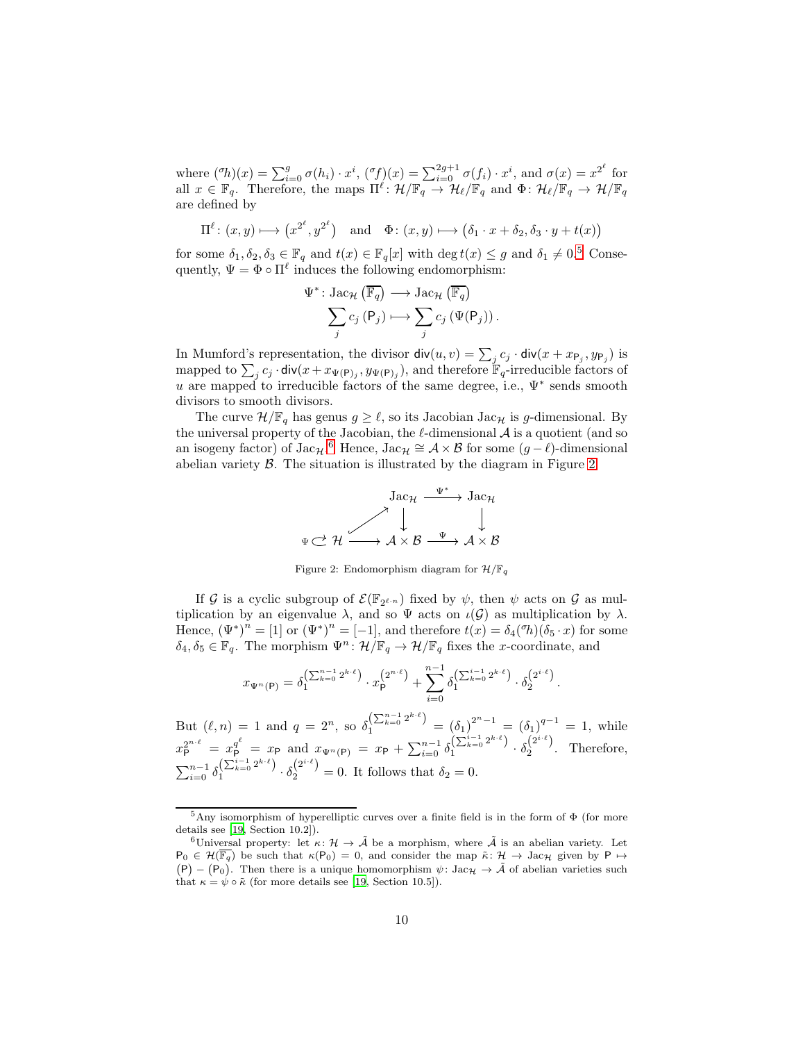where $({}^{\sigma}h)(x) = \sum_{i=0}^{g} \sigma(h_i) \cdot x^i$, $({}^{\sigma}f)(x) = \sum_{i=0}^{2g+1} \sigma(f_i) \cdot x^i$, and $\sigma(x) = x^{2^\ell}$ for all $x \in \mathbb{F}_q$. Therefore, the maps $\Pi^\ell \colon \mathcal{H}/\mathbb{F}_q \to \mathcal{H}_\ell/\mathbb{F}_q$ and $\Phi \colon \mathcal{H}_\ell/\mathbb{F}_q \to \mathcal{H}/\mathbb{F}_q$ are defined by

$$\Pi^\ell \colon (x, y) \longmapsto \left(x^{2^\ell}, y^{2^\ell}\right) \quad \text{and} \quad \Phi \colon (x, y) \longmapsto \left(\delta_1 \cdot x + \delta_2, \delta_3 \cdot y + t(x)\right)$$

for some $\delta_1, \delta_2, \delta_3 \in \mathbb{F}_q$ and $t(x) \in \mathbb{F}_q[x]$ with $\deg t(x) \leq g$ and $\delta_1 \neq 0$.[5] Consequently, $\Psi = \Phi \circ \Pi^\ell$ induces the following endomorphism:

$$\begin{aligned}\Psi^* \colon \mathrm{Jac}_{\mathcal{H}}\left(\overline{\mathbb{F}_q}\right) &\longrightarrow \mathrm{Jac}_{\mathcal{H}}\left(\overline{\mathbb{F}_q}\right) \\ \sum_j c_j \left(\mathsf{P}_j\right) &\longmapsto \sum_j c_j \left(\Psi(\mathsf{P}_j)\right).\end{aligned}$$

In Mumford's representation, the divisor $\mathsf{div}(u, v) = \sum_j c_j \cdot \mathsf{div}(x + x_{\mathsf{P}_j}, y_{\mathsf{P}_j})$ is mapped to $\sum_j c_j \cdot \mathsf{div}(x + x_{\Psi(\mathsf{P})_j}, y_{\Psi(\mathsf{P})_j})$, and therefore $\mathbb{F}_q$-irreducible factors of $u$ are mapped to irreducible factors of the same degree, i.e., $\Psi^*$ sends smooth divisors to smooth divisors.

The curve $\mathcal{H}/\mathbb{F}_q$ has genus $g \geq \ell$, so its Jacobian $\mathrm{Jac}_{\mathcal{H}}$ is $g$-dimensional. By the universal property of the Jacobian, the $\ell$-dimensional $\mathcal{A}$ is a quotient (and so an isogeny factor) of $\mathrm{Jac}_{\mathcal{H}}$.[6] Hence, $\mathrm{Jac}_{\mathcal{H}} \cong \mathcal{A} \times \mathcal{B}$ for some $(g - \ell)$-dimensional abelian variety $\mathcal{B}$. The situation is illustrated by the diagram in Figure 2.

$$\begin{array}{ccccc} & & \mathrm{Jac}_{\mathcal{H}} & \xrightarrow{\Psi^*} & \mathrm{Jac}_{\mathcal{H}} \\ & \nearrow & \downarrow & & \downarrow \\ \Psi \circlearrowright \mathcal{H} & \longrightarrow & \mathcal{A} \times \mathcal{B} & \xrightarrow{\Psi} & \mathcal{A} \times \mathcal{B} \end{array}$$

Figure 2: Endomorphism diagram for $\mathcal{H}/\mathbb{F}_q$

If $\mathcal{G}$ is a cyclic subgroup of $\mathcal{E}(\mathbb{F}_{2^{\ell \cdot n}})$ fixed by $\psi$, then $\psi$ acts on $\mathcal{G}$ as multiplication by an eigenvalue $\lambda$, and so $\Psi$ acts on $\iota(\mathcal{G})$ as multiplication by $\lambda$. Hence, $(\Psi^*)^n = [1]$ or $(\Psi^*)^n = [-1]$, and therefore $t(x) = \delta_4 ({}^{\sigma}h)(\delta_5 \cdot x)$ for some $\delta_4, \delta_5 \in \mathbb{F}_q$. The morphism $\Psi^n \colon \mathcal{H}/\mathbb{F}_q \to \mathcal{H}/\mathbb{F}_q$ fixes the $x$-coordinate, and

$$x_{\Psi^n(\mathsf{P})} = \delta_1^{\left(\sum_{k=0}^{n-1} 2^{k \cdot \ell}\right)} \cdot x_{\mathsf{P}}^{\left(2^{n \cdot \ell}\right)} + \sum_{i=0}^{n-1} \delta_1^{\left(\sum_{k=0}^{i-1} 2^{k \cdot \ell}\right)} \cdot \delta_2^{\left(2^{i \cdot \ell}\right)}.$$

But $(\ell, n) = 1$ and $q = 2^n$, so $\delta_1^{\left(\sum_{k=0}^{n-1} 2^{k \cdot \ell}\right)} = (\delta_1)^{2^n - 1} = (\delta_1)^{q-1} = 1$, while $x_{\mathsf{P}}^{2^{n \cdot \ell}} = x_{\mathsf{P}}^{q^\ell} = x_{\mathsf{P}}$ and $x_{\Psi^n(\mathsf{P})} = x_{\mathsf{P}} + \sum_{i=0}^{n-1} \delta_1^{\left(\sum_{k=0}^{i-1} 2^{k \cdot \ell}\right)} \cdot \delta_2^{\left(2^{i \cdot \ell}\right)}$. Therefore, $\sum_{i=0}^{n-1} \delta_1^{\left(\sum_{k=0}^{i-1} 2^{k \cdot \ell}\right)} \cdot \delta_2^{\left(2^{i \cdot \ell}\right)} = 0$. It follows that $\delta_2 = 0$.

---

[5] Any isomorphism of hyperelliptic curves over a finite field is in the form of $\Phi$ (for more details see [19, Section 10.2]).

[6] Universal property: let $\kappa \colon \mathcal{H} \to \tilde{\mathcal{A}}$ be a morphism, where $\tilde{\mathcal{A}}$ is an abelian variety. Let $\mathsf{P}_0 \in \mathcal{H}(\overline{\mathbb{F}_q})$ be such that $\kappa(\mathsf{P}_0) = 0$, and consider the map $\tilde{\kappa} \colon \mathcal{H} \to \mathrm{Jac}_{\mathcal{H}}$ given by $\mathsf{P} \mapsto (\mathsf{P}) - (\mathsf{P}_0)$. Then there is a unique homomorphism $\psi \colon \mathrm{Jac}_{\mathcal{H}} \to \tilde{\mathcal{A}}$ of abelian varieties such that $\kappa = \psi \circ \tilde{\kappa}$ (for more details see [19, Section 10.5]).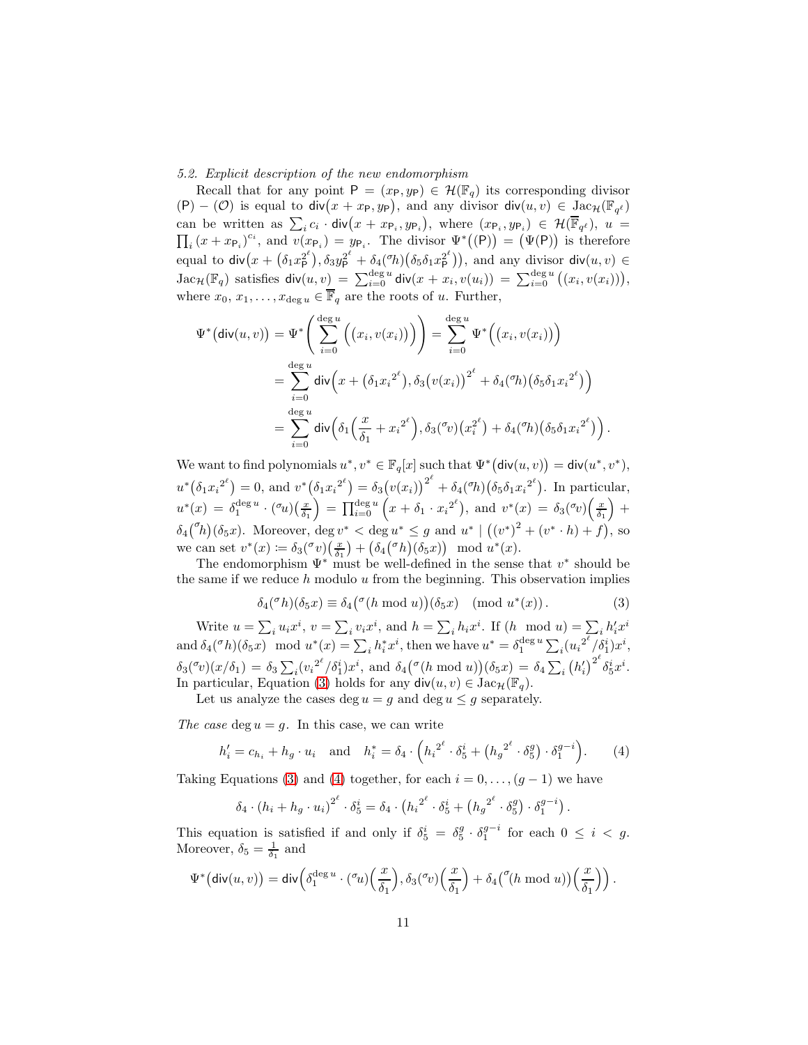### 5.2. Explicit description of the new endomorphism

Recall that for any point $\mathsf{P} = (x_\mathsf{P}, y_\mathsf{P}) \in \mathcal{H}(\mathbb{F}_q)$ its corresponding divisor $(\mathsf{P}) - (\mathcal{O})$ is equal to $\mathsf{div}(x + x_\mathsf{P}, y_\mathsf{P})$, and any divisor $\mathsf{div}(u, v) \in \mathrm{Jac}_\mathcal{H}(\mathbb{F}_{q^\ell})$ can be written as $\sum_i c_i \cdot \mathsf{div}(x + x_{\mathsf{P}_i}, y_{\mathsf{P}_i})$, where $(x_{\mathsf{P}_i}, y_{\mathsf{P}_i}) \in \mathcal{H}(\overline{\mathbb{F}}_{q^\ell})$, $u = \prod_i (x + x_{\mathsf{P}_i})^{c_i}$, and $v(x_{\mathsf{P}_i}) = y_{\mathsf{P}_i}$. The divisor $\Psi^*\big((\mathsf{P})\big) = \big(\Psi(\mathsf{P})\big)$ is therefore equal to $\mathsf{div}\big(x + \big(\delta_1 x_\mathsf{P}^{2^\ell}\big), \delta_3 y_\mathsf{P}^{2^\ell} + \delta_4({}^\sigma h)\big(\delta_5 \delta_1 x_\mathsf{P}^{2^\ell}\big)\big)$, and any divisor $\mathsf{div}(u, v) \in \mathrm{Jac}_\mathcal{H}(\mathbb{F}_q)$ satisfies $\mathsf{div}(u, v) = \sum_{i=0}^{\deg u} \mathsf{div}(x + x_i, v(u_i)) = \sum_{i=0}^{\deg u} \big((x_i, v(x_i))\big)$, where $x_0, x_1, \ldots, x_{\deg u} \in \overline{\mathbb{F}}_q$ are the roots of $u$. Further,

$$
\begin{aligned}
\Psi^*\big(\mathsf{div}(u, v)\big) &= \Psi^*\left(\sum_{i=0}^{\deg u} \Big(\big(x_i, v(x_i)\big)\Big)\right) = \sum_{i=0}^{\deg u} \Psi^*\Big(\big(x_i, v(x_i)\big)\Big) \\
&= \sum_{i=0}^{\deg u} \mathsf{div}\Big(x + \big(\delta_1 {x_i}^{2^\ell}\big), \delta_3 \big(v(x_i)\big)^{2^\ell} + \delta_4({}^\sigma h)\big(\delta_5 \delta_1 {x_i}^{2^\ell}\big)\Big) \\
&= \sum_{i=0}^{\deg u} \mathsf{div}\Big(\delta_1\Big(\frac{x}{\delta_1} + {x_i}^{2^\ell}\Big), \delta_3({}^\sigma v)\big(x_i^{2^\ell}\big) + \delta_4({}^\sigma h)\big(\delta_5 \delta_1 {x_i}^{2^\ell}\big)\Big).
\end{aligned}
$$

We want to find polynomials $u^*, v^* \in \mathbb{F}_q[x]$ such that $\Psi^*\big(\mathsf{div}(u, v)\big) = \mathsf{div}(u^*, v^*)$, $u^*\big(\delta_1 {x_i}^{2^\ell}\big) = 0$, and $v^*\big(\delta_1 {x_i}^{2^\ell}\big) = \delta_3\big(v(x_i)\big)^{2^\ell} + \delta_4({}^\sigma h)\big(\delta_5 \delta_1 {x_i}^{2^\ell}\big)$. In particular, $u^*(x) = \delta_1^{\deg u} \cdot ({}^\sigma u)\big(\frac{x}{\delta_1}\big) = \prod_{i=0}^{\deg u} \Big(x + \delta_1 \cdot {x_i}^{2^\ell}\Big)$, and $v^*(x) = \delta_3({}^\sigma v)\big(\frac{x}{\delta_1}\big) + \delta_4\big({}^\sigma h\big)(\delta_5 x)$. Moreover, $\deg v^* < \deg u^* \le g$ and $u^* \mid \big((v^*)^2 + (v^* \cdot h) + f\big)$, so we can set $v^*(x) \coloneqq \delta_3({}^\sigma v)\big(\frac{x}{\delta_1}\big) + \big(\delta_4({}^\sigma h)(\delta_5 x)\big) \mod u^*(x)$.

The endomorphism $\Psi^*$ must be well-defined in the sense that $v^*$ should be the same if we reduce $h$ modulo $u$ from the beginning. This observation implies

$$
\delta_4({}^\sigma h)(\delta_5 x) \equiv \delta_4\big({}^\sigma(h \bmod u)\big)(\delta_5 x) \pmod{u^*(x)}. \tag{3}
$$

Write $u = \sum_i u_i x^i$, $v = \sum_i v_i x^i$, and $h = \sum_i h_i x^i$. If $(h \mod u) = \sum_i h_i' x^i$ and $\delta_4({}^\sigma h)(\delta_5 x) \mod u^*(x) = \sum_i h_i^* x^i$, then we have $u^* = \delta_1^{\deg u} \sum_i ({u_i}^{2^\ell}/\delta_1^i) x^i$, $\delta_3({}^\sigma v)(x/\delta_1) = \delta_3 \sum_i ({v_i}^{2^\ell}/\delta_1^i) x^i$, and $\delta_4\big({}^\sigma(h \bmod u)\big)(\delta_5 x) = \delta_4 \sum_i \big(h_i'\big)^{2^\ell} \delta_5^i x^i$. In particular, Equation (3) holds for any $\mathsf{div}(u, v) \in \mathrm{Jac}_\mathcal{H}(\mathbb{F}_q)$.

Let us analyze the cases $\deg u = g$ and $\deg u \le g$ separately.

*The case* $\deg u = g$. In this case, we can write

$$
h_i' = c_{h_i} + h_g \cdot u_i \quad \text{and} \quad h_i^* = \delta_4 \cdot \Big({h_i}^{2^\ell} \cdot \delta_5^i + \big({h_g}^{2^\ell} \cdot \delta_5^g\big) \cdot \delta_1^{g-i}\Big). \tag{4}
$$

Taking Equations (3) and (4) together, for each $i = 0, \ldots, (g-1)$ we have

$$
\delta_4 \cdot (h_i + h_g \cdot u_i)^{2^\ell} \cdot \delta_5^i = \delta_4 \cdot \big({h_i}^{2^\ell} \cdot \delta_5^i + \big({h_g}^{2^\ell} \cdot \delta_5^g\big) \cdot \delta_1^{g-i}\big).
$$

This equation is satisfied if and only if $\delta_5^i = \delta_5^g \cdot \delta_1^{g-i}$ for each $0 \le i < g$. Moreover, $\delta_5 = \frac{1}{\delta_1}$ and

$$
\Psi^*\big(\mathsf{div}(u, v)\big) = \mathsf{div}\Big(\delta_1^{\deg u} \cdot ({}^\sigma u)\Big(\frac{x}{\delta_1}\Big), \delta_3({}^\sigma v)\Big(\frac{x}{\delta_1}\Big) + \delta_4\big({}^\sigma(h \bmod u)\big)\Big(\frac{x}{\delta_1}\Big)\Big).
$$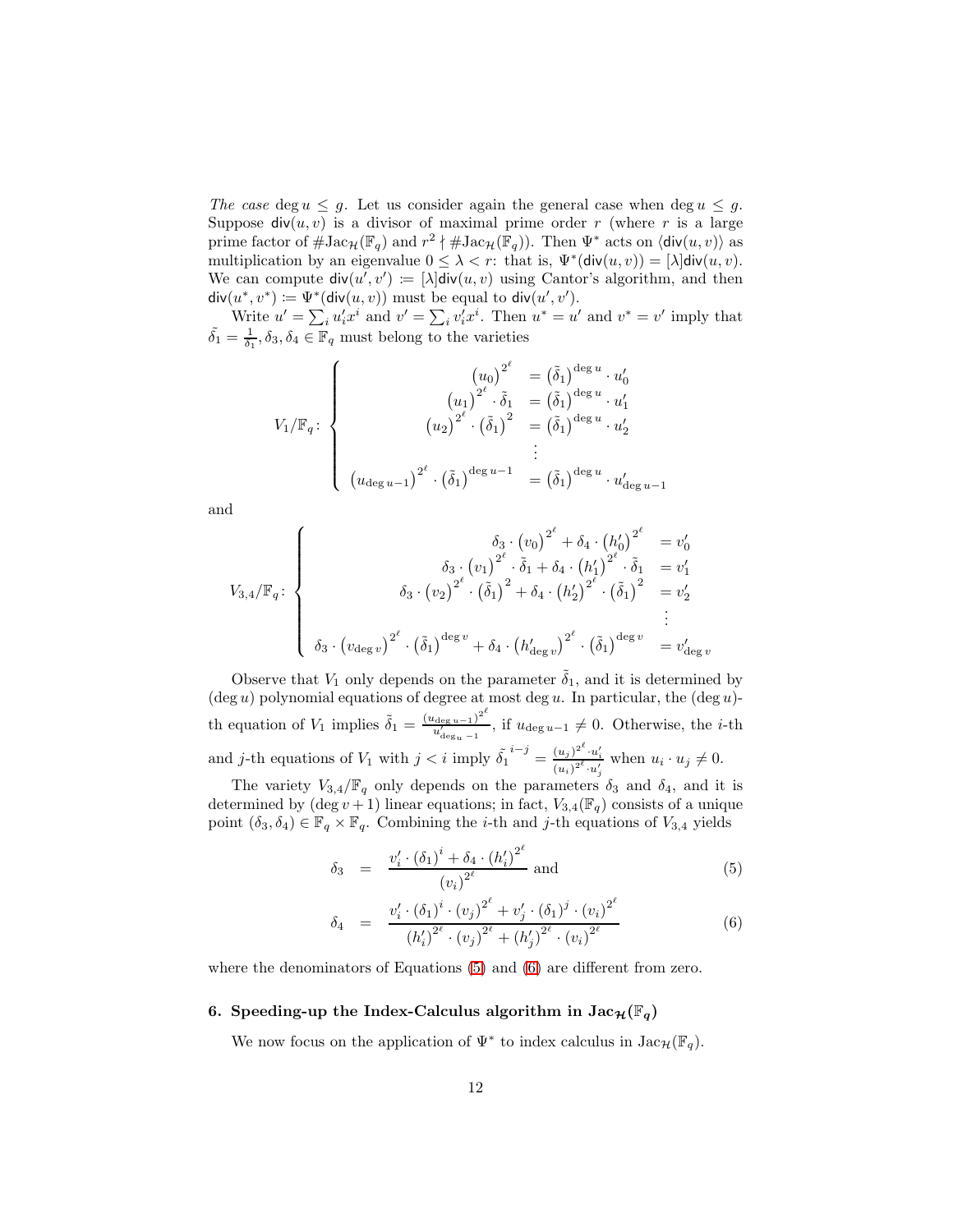*The case* $\deg u \leq g$. Let us consider again the general case when $\deg u \leq g$. Suppose $\mathsf{div}(u, v)$ is a divisor of maximal prime order $r$ (where $r$ is a large prime factor of $\#\mathrm{Jac}_{\mathcal{H}}(\mathbb{F}_q)$ and $r^2 \nmid \#\mathrm{Jac}_{\mathcal{H}}(\mathbb{F}_q)$). Then $\Psi^*$ acts on $\langle \mathsf{div}(u, v)\rangle$ as multiplication by an eigenvalue $0 \leq \lambda < r$: that is, $\Psi^*(\mathsf{div}(u, v)) = [\lambda]\mathsf{div}(u, v)$. We can compute $\mathsf{div}(u', v') := [\lambda]\mathsf{div}(u, v)$ using Cantor's algorithm, and then $\mathsf{div}(u^*, v^*) := \Psi^*(\mathsf{div}(u, v))$ must be equal to $\mathsf{div}(u', v')$.

Write $u' = \sum_i u'_i x^i$ and $v' = \sum_i v'_i x^i$. Then $u^* = u'$ and $v^* = v'$ imply that $\tilde{\delta_1} = \frac{1}{\delta_1}, \delta_3, \delta_4 \in \mathbb{F}_q$ must belong to the varieties

$$
V_1/\mathbb{F}_q\colon \begin{cases}
\left(u_0\right)^{2^\ell} &= \left(\tilde{\delta}_1\right)^{\deg u} \cdot u'_0 \\
\left(u_1\right)^{2^\ell} \cdot \tilde{\delta}_1 &= \left(\tilde{\delta}_1\right)^{\deg u} \cdot u'_1 \\
\left(u_2\right)^{2^\ell} \cdot \left(\tilde{\delta}_1\right)^2 &= \left(\tilde{\delta}_1\right)^{\deg u} \cdot u'_2 \\
&\vdots \\
\left(u_{\deg u-1}\right)^{2^\ell} \cdot \left(\tilde{\delta}_1\right)^{\deg u-1} &= \left(\tilde{\delta}_1\right)^{\deg u} \cdot u'_{\deg u-1}
\end{cases}
$$

and

$$
V_{3,4}/\mathbb{F}_q\colon \begin{cases}
\delta_3 \cdot \left(v_0\right)^{2^\ell} + \delta_4 \cdot \left(h'_0\right)^{2^\ell} &= v'_0 \\
\delta_3 \cdot \left(v_1\right)^{2^\ell} \cdot \tilde{\delta}_1 + \delta_4 \cdot \left(h'_1\right)^{2^\ell} \cdot \tilde{\delta}_1 &= v'_1 \\
\delta_3 \cdot \left(v_2\right)^{2^\ell} \cdot \left(\tilde{\delta}_1\right)^2 + \delta_4 \cdot \left(h'_2\right)^{2^\ell} \cdot \left(\tilde{\delta}_1\right)^2 &= v'_2 \\
&\vdots \\
\delta_3 \cdot \left(v_{\deg v}\right)^{2^\ell} \cdot \left(\tilde{\delta}_1\right)^{\deg v} + \delta_4 \cdot \left(h'_{\deg v}\right)^{2^\ell} \cdot \left(\tilde{\delta}_1\right)^{\deg v} &= v'_{\deg v}
\end{cases}
$$

Observe that $V_1$ only depends on the parameter $\tilde{\delta}_1$, and it is determined by $(\deg u)$ polynomial equations of degree at most $\deg u$. In particular, the $(\deg u)$-th equation of $V_1$ implies $\tilde{\delta}_1 = \frac{(u_{\deg u-1})^{2^\ell}}{u'_{\deg_u -1}}$, if $u_{\deg u-1} \neq 0$. Otherwise, the $i$-th and $j$-th equations of $V_1$ with $j < i$ imply $\tilde{\delta_1}^{i-j} = \frac{(u_j)^{2^\ell} \cdot u'_i}{(u_i)^{2^\ell} \cdot u'_j}$ when $u_i \cdot u_j \neq 0$.

The variety $V_{3,4}/\mathbb{F}_q$ only depends on the parameters $\delta_3$ and $\delta_4$, and it is determined by $(\deg v + 1)$ linear equations; in fact, $V_{3,4}(\mathbb{F}_q)$ consists of a unique point $(\delta_3, \delta_4) \in \mathbb{F}_q \times \mathbb{F}_q$. Combining the $i$-th and $j$-th equations of $V_{3,4}$ yields

$$
\delta_3 = \frac{v'_i \cdot (\delta_1)^i + \delta_4 \cdot \left(h'_i\right)^{2^\ell}}{\left(v_i\right)^{2^\ell}} \text{ and} \tag{5}
$$

$$
\delta_4 = \frac{v'_i \cdot (\delta_1)^i \cdot \left(v_j\right)^{2^\ell} + v'_j \cdot (\delta_1)^j \cdot \left(v_i\right)^{2^\ell}}{\left(h'_i\right)^{2^\ell} \cdot \left(v_j\right)^{2^\ell} + \left(h'_j\right)^{2^\ell} \cdot \left(v_i\right)^{2^\ell}} \tag{6}
$$

where the denominators of Equations (5) and (6) are different from zero.

## 6. Speeding-up the Index-Calculus algorithm in $\mathrm{Jac}_{\mathcal{H}}(\mathbb{F}_q)$

We now focus on the application of $\Psi^*$ to index calculus in $\mathrm{Jac}_{\mathcal{H}}(\mathbb{F}_q)$.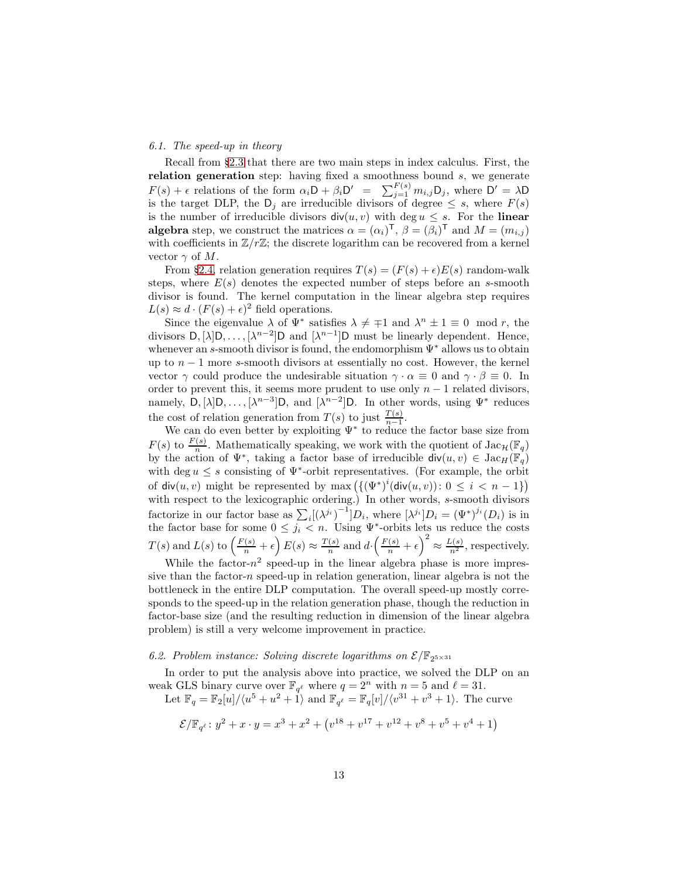### *6.1. The speed-up in theory*

Recall from §2.3 that there are two main steps in index calculus. First, the **relation generation** step: having fixed a smoothness bound $s$, we generate $F(s) + \epsilon$ relations of the form $\alpha_i \mathsf{D} + \beta_i \mathsf{D}' = \sum_{j=1}^{F(s)} m_{i,j} \mathsf{D}_j$, where $\mathsf{D}' = \lambda \mathsf{D}$ is the target DLP, the $\mathsf{D}_j$ are irreducible divisors of degree $\leq s$, where $F(s)$ is the number of irreducible divisors $\mathsf{div}(u, v)$ with $\deg u \leq s$. For the **linear algebra** step, we construct the matrices $\alpha = (\alpha_i)^\mathsf{T}$, $\beta = (\beta_i)^\mathsf{T}$ and $M = (m_{i,j})$ with coefficients in $\mathbb{Z}/r\mathbb{Z}$; the discrete logarithm can be recovered from a kernel vector $\gamma$ of $M$.

From §2.4, relation generation requires $T(s) = (F(s) + \epsilon)E(s)$ random-walk steps, where $E(s)$ denotes the expected number of steps before an $s$-smooth divisor is found. The kernel computation in the linear algebra step requires $L(s) \approx d \cdot (F(s) + \epsilon)^2$ field operations.

Since the eigenvalue $\lambda$ of $\Psi^*$ satisfies $\lambda \neq \mp 1$ and $\lambda^n \pm 1 \equiv 0 \mod r$, the divisors $\mathsf{D}, [\lambda]\mathsf{D}, \ldots, [\lambda^{n-2}]\mathsf{D}$ and $[\lambda^{n-1}]\mathsf{D}$ must be linearly dependent. Hence, whenever an $s$-smooth divisor is found, the endomorphism $\Psi^*$ allows us to obtain up to $n-1$ more $s$-smooth divisors at essentially no cost. However, the kernel vector $\gamma$ could produce the undesirable situation $\gamma \cdot \alpha \equiv 0$ and $\gamma \cdot \beta \equiv 0$. In order to prevent this, it seems more prudent to use only $n-1$ related divisors, namely, $\mathsf{D}, [\lambda]\mathsf{D}, \ldots, [\lambda^{n-3}]\mathsf{D}$, and $[\lambda^{n-2}]\mathsf{D}$. In other words, using $\Psi^*$ reduces the cost of relation generation from $T(s)$ to just $\frac{T(s)}{n-1}$.

We can do even better by exploiting $\Psi^*$ to reduce the factor base size from $F(s)$ to $\frac{F(s)}{n}$. Mathematically speaking, we work with the quotient of $\mathrm{Jac}_\mathcal{H}(\mathbb{F}_q)$ by the action of $\Psi^*$, taking a factor base of irreducible $\mathsf{div}(u, v) \in \mathrm{Jac}_H(\mathbb{F}_q)$ with $\deg u \leq s$ consisting of $\Psi^*$-orbit representatives. (For example, the orbit of $\mathsf{div}(u, v)$ might be represented by $\max\left(\{(\Psi^*)^i(\mathsf{div}(u, v)) \colon 0 \leq i < n-1\}\right)$ with respect to the lexicographic ordering.) In other words, $s$-smooth divisors factorize in our factor base as $\sum_i [(\lambda^{j_i})^{-1}] D_i$, where $[\lambda^{j_i}] D_i = (\Psi^*)^{j_i}(D_i)$ is in the factor base for some $0 \leq j_i < n$. Using $\Psi^*$-orbits lets us reduce the costs $T(s)$ and $L(s)$ to $\left(\frac{F(s)}{n} + \epsilon\right) E(s) \approx \frac{T(s)}{n}$ and $d \cdot \left(\frac{F(s)}{n} + \epsilon\right)^2 \approx \frac{L(s)}{n^2}$, respectively.

While the factor-$n^2$ speed-up in the linear algebra phase is more impressive than the factor-$n$ speed-up in relation generation, linear algebra is not the bottleneck in the entire DLP computation. The overall speed-up mostly corresponds to the speed-up in the relation generation phase, though the reduction in factor-base size (and the resulting reduction in dimension of the linear algebra problem) is still a very welcome improvement in practice.

### *6.2. Problem instance: Solving discrete logarithms on $\mathcal{E}/\mathbb{F}_{2^{5\times 31}}$*

In order to put the analysis above into practice, we solved the DLP on an weak GLS binary curve over $\mathbb{F}_{q^\ell}$ where $q = 2^n$ with $n = 5$ and $\ell = 31$.

Let $\mathbb{F}_q = \mathbb{F}_2[u]/\langle u^5 + u^2 + 1\rangle$ and $\mathbb{F}_{q^\ell} = \mathbb{F}_q[v]/\langle v^{31} + v^3 + 1\rangle$. The curve

$$\mathcal{E}/\mathbb{F}_{q^\ell} \colon y^2 + x \cdot y = x^3 + x^2 + \left(v^{18} + v^{17} + v^{12} + v^8 + v^5 + v^4 + 1\right)$$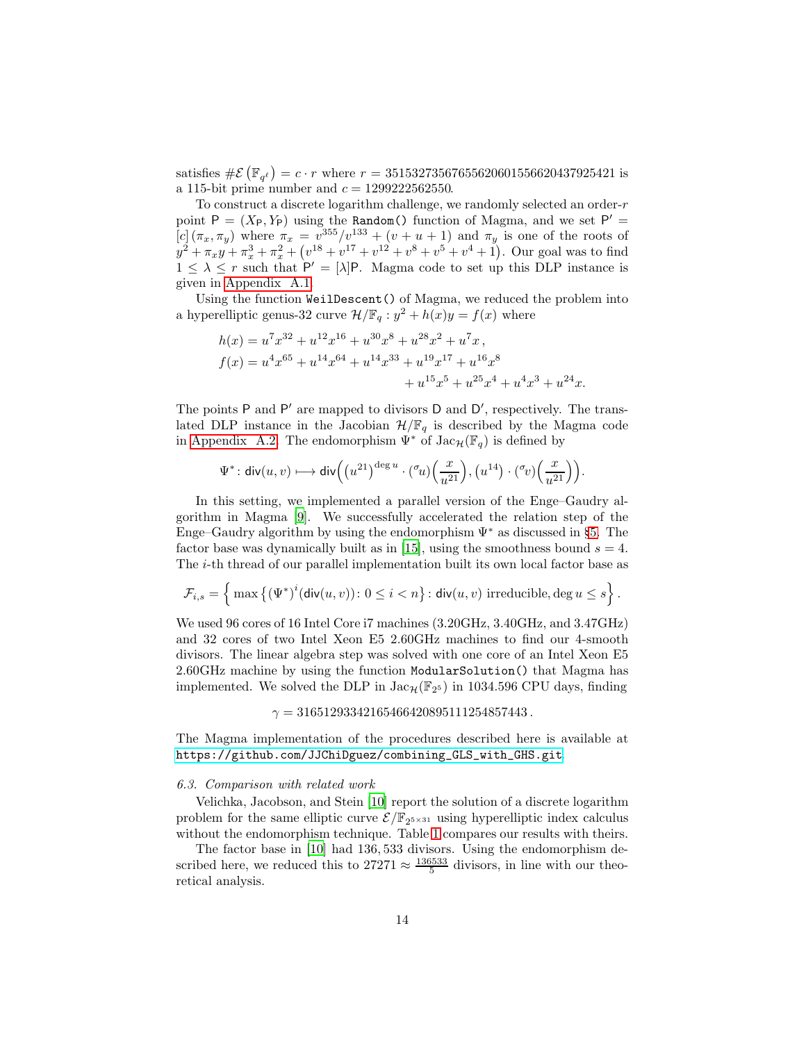satisfies $\#\mathcal{E}\left(\mathbb{F}_{q^\ell}\right) = c \cdot r$ where $r = 35153273567655620601556620437925421$ is a 115-bit prime number and $c = 1299222562550$.

To construct a discrete logarithm challenge, we randomly selected an order-$r$ point $\mathsf{P} = (X_\mathsf{P}, Y_\mathsf{P})$ using the `Random()` function of Magma, and we set $\mathsf{P}' = [c]\,(\pi_x, \pi_y)$ where $\pi_x = v^{355}/v^{133} + (v + u + 1)$ and $\pi_y$ is one of the roots of $y^2 + \pi_x y + \pi_x^3 + \pi_x^2 + \left(v^{18} + v^{17} + v^{12} + v^8 + v^5 + v^4 + 1\right)$. Our goal was to find $1 \leq \lambda \leq r$ such that $\mathsf{P}' = [\lambda]\mathsf{P}$. Magma code to set up this DLP instance is given in Appendix A.1.

Using the function `WeilDescent()` of Magma, we reduced the problem into a hyperelliptic genus-32 curve $\mathcal{H}/\mathbb{F}_q : y^2 + h(x)y = f(x)$ where

$$
\begin{aligned}
h(x) &= u^7x^{32} + u^{12}x^{16} + u^{30}x^8 + u^{28}x^2 + u^7x\,,\\
f(x) &= u^4x^{65} + u^{14}x^{64} + u^{14}x^{33} + u^{19}x^{17} + u^{16}x^8\\
&\qquad\qquad + u^{15}x^5 + u^{25}x^4 + u^4x^3 + u^{24}x.
\end{aligned}
$$

The points $\mathsf{P}$ and $\mathsf{P}'$ are mapped to divisors $\mathsf{D}$ and $\mathsf{D}'$, respectively. The translated DLP instance in the Jacobian $\mathcal{H}/\mathbb{F}_q$ is described by the Magma code in Appendix A.2. The endomorphism $\Psi^*$ of $\mathrm{Jac}_\mathcal{H}(\mathbb{F}_q)$ is defined by

$$
\Psi^* \colon \mathsf{div}(u,v) \longmapsto \mathsf{div}\Big(\left(u^{21}\right)^{\deg u} \cdot ({}^{\sigma}u)\Big(\frac{x}{u^{21}}\Big), \left(u^{14}\right) \cdot ({}^{\sigma}v)\Big(\frac{x}{u^{21}}\Big)\Big).
$$

In this setting, we implemented a parallel version of the Enge–Gaudry algorithm in Magma [9]. We successfully accelerated the relation step of the Enge–Gaudry algorithm by using the endomorphism $\Psi^*$ as discussed in §5. The factor base was dynamically built as in [15], using the smoothness bound $s = 4$. The $i$-th thread of our parallel implementation built its own local factor base as

$$
\mathcal{F}_{i,s} = \Big\{ \max\left\{ (\Psi^*)^i(\mathsf{div}(u,v)) \colon 0 \leq i < n \right\} \colon \mathsf{div}(u,v) \text{ irreducible}, \deg u \leq s \Big\}\,.
$$

We used 96 cores of 16 Intel Core i7 machines (3.20GHz, 3.40GHz, and 3.47GHz) and 32 cores of two Intel Xeon E5 2.60GHz machines to find our 4-smooth divisors. The linear algebra step was solved with one core of an Intel Xeon E5 2.60GHz machine by using the function `ModularSolution()` that Magma has implemented. We solved the DLP in $\mathrm{Jac}_\mathcal{H}(\mathbb{F}_{2^5})$ in 1034.596 CPU days, finding

$$
\gamma = 31651293342165466420895111254857443\,.
$$

The Magma implementation of the procedures described here is available at https://github.com/JJChiDguez/combining_GLS_with_GHS.git

### 6.3. Comparison with related work

Velichka, Jacobson, and Stein [10] report the solution of a discrete logarithm problem for the same elliptic curve $\mathcal{E}/\mathbb{F}_{2^{5\times 31}}$ using hyperelliptic index calculus without the endomorphism technique. Table 1 compares our results with theirs.

The factor base in [10] had 136,533 divisors. Using the endomorphism described here, we reduced this to $27271 \approx \frac{136533}{5}$ divisors, in line with our theoretical analysis.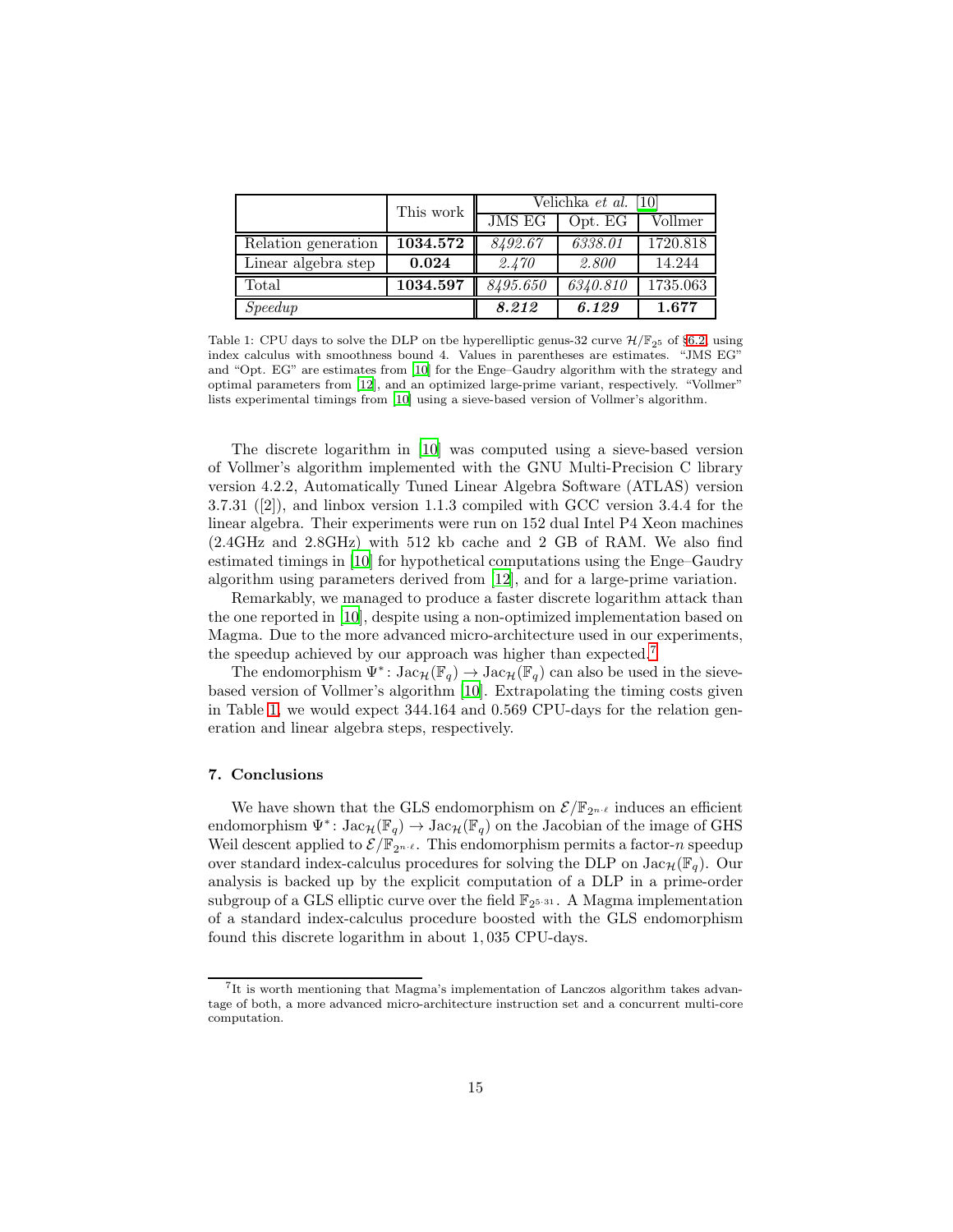| | This work | Velichka *et al.* [10] | | |
|---|---|---|---|---|
| | | JMS EG | Opt. EG | Vollmer |
| Relation generation | **1034.572** | *8492.67* | *6338.01* | 1720.818 |
| Linear algebra step | **0.024** | *2.470* | *2.800* | 14.244 |
| Total | **1034.597** | *8495.650* | *6340.810* | 1735.063 |
| *Speedup* | | ***8.212*** | ***6.129*** | **1.677** |

Table 1: CPU days to solve the DLP on tbe hyperelliptic genus-32 curve $\mathcal{H}/\mathbb{F}_{2^5}$ of §6.2, using index calculus with smoothness bound 4. Values in parentheses are estimates. "JMS EG" and "Opt. EG" are estimates from [10] for the Enge–Gaudry algorithm with the strategy and optimal parameters from [12], and an optimized large-prime variant, respectively. "Vollmer" lists experimental timings from [10] using a sieve-based version of Vollmer's algorithm.

The discrete logarithm in [10] was computed using a sieve-based version of Vollmer's algorithm implemented with the GNU Multi-Precision C library version 4.2.2, Automatically Tuned Linear Algebra Software (ATLAS) version 3.7.31 ([2]), and linbox version 1.1.3 compiled with GCC version 3.4.4 for the linear algebra. Their experiments were run on 152 dual Intel P4 Xeon machines (2.4GHz and 2.8GHz) with 512 kb cache and 2 GB of RAM. We also find estimated timings in [10] for hypothetical computations using the Enge–Gaudry algorithm using parameters derived from [12], and for a large-prime variation.

Remarkably, we managed to produce a faster discrete logarithm attack than the one reported in [10], despite using a non-optimized implementation based on Magma. Due to the more advanced micro-architecture used in our experiments, the speedup achieved by our approach was higher than expected.[7]

The endomorphism $\Psi^*\colon \mathrm{Jac}_{\mathcal{H}}(\mathbb{F}_q) \to \mathrm{Jac}_{\mathcal{H}}(\mathbb{F}_q)$ can also be used in the sieve-based version of Vollmer's algorithm [10]. Extrapolating the timing costs given in Table 1, we would expect 344.164 and 0.569 CPU-days for the relation generation and linear algebra steps, respectively.

## 7. Conclusions

We have shown that the GLS endomorphism on $\mathcal{E}/\mathbb{F}_{2^{n\cdot\ell}}$ induces an efficient endomorphism $\Psi^*\colon \mathrm{Jac}_{\mathcal{H}}(\mathbb{F}_q) \to \mathrm{Jac}_{\mathcal{H}}(\mathbb{F}_q)$ on the Jacobian of the image of GHS Weil descent applied to $\mathcal{E}/\mathbb{F}_{2^{n\cdot\ell}}$. This endomorphism permits a factor-$n$ speedup over standard index-calculus procedures for solving the DLP on $\mathrm{Jac}_{\mathcal{H}}(\mathbb{F}_q)$. Our analysis is backed up by the explicit computation of a DLP in a prime-order subgroup of a GLS elliptic curve over the field $\mathbb{F}_{2^{5\cdot 31}}$. A Magma implementation of a standard index-calculus procedure boosted with the GLS endomorphism found this discrete logarithm in about $1,035$ CPU-days.

[7] It is worth mentioning that Magma's implementation of Lanczos algorithm takes advantage of both, a more advanced micro-architecture instruction set and a concurrent multi-core computation.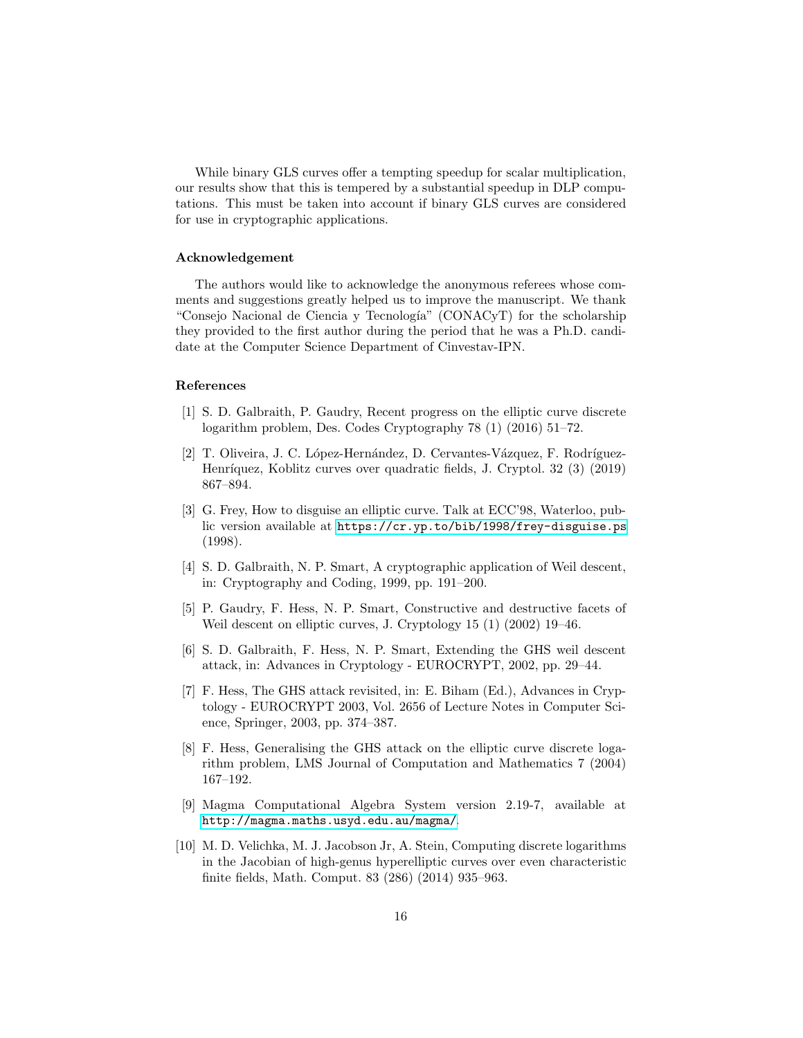While binary GLS curves offer a tempting speedup for scalar multiplication, our results show that this is tempered by a substantial speedup in DLP computations. This must be taken into account if binary GLS curves are considered for use in cryptographic applications.

### Acknowledgement

The authors would like to acknowledge the anonymous referees whose comments and suggestions greatly helped us to improve the manuscript. We thank "Consejo Nacional de Ciencia y Tecnología" (CONACyT) for the scholarship they provided to the first author during the period that he was a Ph.D. candidate at the Computer Science Department of Cinvestav-IPN.

### References

[1] S. D. Galbraith, P. Gaudry, Recent progress on the elliptic curve discrete logarithm problem, Des. Codes Cryptography 78 (1) (2016) 51–72.

[2] T. Oliveira, J. C. López-Hernández, D. Cervantes-Vázquez, F. Rodríguez-Henríquez, Koblitz curves over quadratic fields, J. Cryptol. 32 (3) (2019) 867–894.

[3] G. Frey, How to disguise an elliptic curve. Talk at ECC'98, Waterloo, public version available at https://cr.yp.to/bib/1998/frey-disguise.ps (1998).

[4] S. D. Galbraith, N. P. Smart, A cryptographic application of Weil descent, in: Cryptography and Coding, 1999, pp. 191–200.

[5] P. Gaudry, F. Hess, N. P. Smart, Constructive and destructive facets of Weil descent on elliptic curves, J. Cryptology 15 (1) (2002) 19–46.

[6] S. D. Galbraith, F. Hess, N. P. Smart, Extending the GHS weil descent attack, in: Advances in Cryptology - EUROCRYPT, 2002, pp. 29–44.

[7] F. Hess, The GHS attack revisited, in: E. Biham (Ed.), Advances in Cryptology - EUROCRYPT 2003, Vol. 2656 of Lecture Notes in Computer Science, Springer, 2003, pp. 374–387.

[8] F. Hess, Generalising the GHS attack on the elliptic curve discrete logarithm problem, LMS Journal of Computation and Mathematics 7 (2004) 167–192.

[9] Magma Computational Algebra System version 2.19-7, available at http://magma.maths.usyd.edu.au/magma/.

[10] M. D. Velichka, M. J. Jacobson Jr, A. Stein, Computing discrete logarithms in the Jacobian of high-genus hyperelliptic curves over even characteristic finite fields, Math. Comput. 83 (286) (2014) 935–963.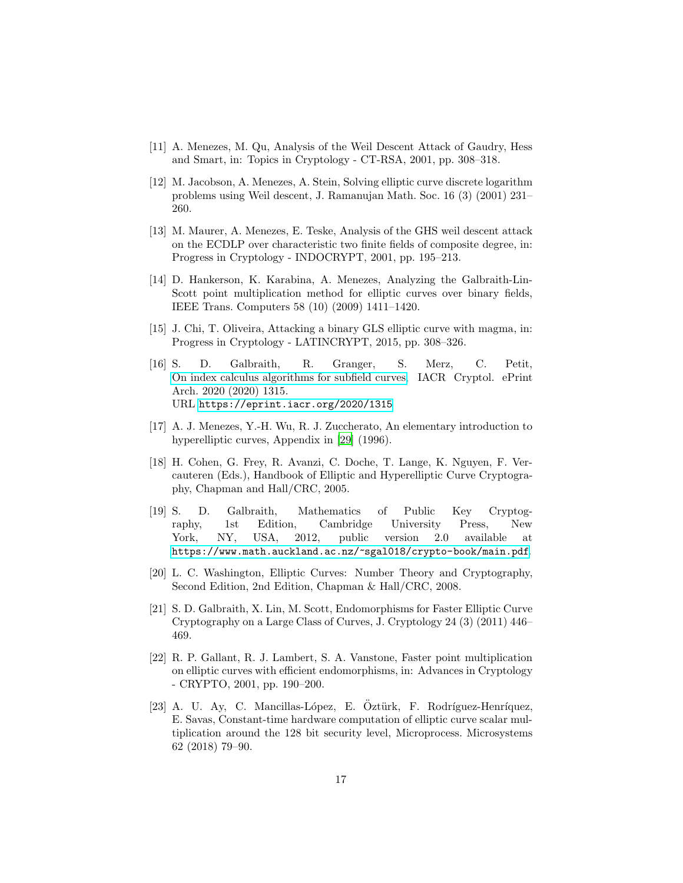[11] A. Menezes, M. Qu, Analysis of the Weil Descent Attack of Gaudry, Hess and Smart, in: Topics in Cryptology - CT-RSA, 2001, pp. 308–318.

[12] M. Jacobson, A. Menezes, A. Stein, Solving elliptic curve discrete logarithm problems using Weil descent, J. Ramanujan Math. Soc. 16 (3) (2001) 231–260.

[13] M. Maurer, A. Menezes, E. Teske, Analysis of the GHS weil descent attack on the ECDLP over characteristic two finite fields of composite degree, in: Progress in Cryptology - INDOCRYPT, 2001, pp. 195–213.

[14] D. Hankerson, K. Karabina, A. Menezes, Analyzing the Galbraith-Lin-Scott point multiplication method for elliptic curves over binary fields, IEEE Trans. Computers 58 (10) (2009) 1411–1420.

[15] J. Chi, T. Oliveira, Attacking a binary GLS elliptic curve with magma, in: Progress in Cryptology - LATINCRYPT, 2015, pp. 308–326.

[16] S. D. Galbraith, R. Granger, S. Merz, C. Petit, On index calculus algorithms for subfield curves, IACR Cryptol. ePrint Arch. 2020 (2020) 1315.
URL https://eprint.iacr.org/2020/1315

[17] A. J. Menezes, Y.-H. Wu, R. J. Zuccherato, An elementary introduction to hyperelliptic curves, Appendix in [29] (1996).

[18] H. Cohen, G. Frey, R. Avanzi, C. Doche, T. Lange, K. Nguyen, F. Vercauteren (Eds.), Handbook of Elliptic and Hyperelliptic Curve Cryptography, Chapman and Hall/CRC, 2005.

[19] S. D. Galbraith, Mathematics of Public Key Cryptography, 1st Edition, Cambridge University Press, New York, NY, USA, 2012, public version 2.0 available at https://www.math.auckland.ac.nz/~sgal018/crypto-book/main.pdf.

[20] L. C. Washington, Elliptic Curves: Number Theory and Cryptography, Second Edition, 2nd Edition, Chapman & Hall/CRC, 2008.

[21] S. D. Galbraith, X. Lin, M. Scott, Endomorphisms for Faster Elliptic Curve Cryptography on a Large Class of Curves, J. Cryptology 24 (3) (2011) 446–469.

[22] R. P. Gallant, R. J. Lambert, S. A. Vanstone, Faster point multiplication on elliptic curves with efficient endomorphisms, in: Advances in Cryptology - CRYPTO, 2001, pp. 190–200.

[23] A. U. Ay, C. Mancillas-López, E. Öztürk, F. Rodríguez-Henríquez, E. Savas, Constant-time hardware computation of elliptic curve scalar multiplication around the 128 bit security level, Microprocess. Microsystems 62 (2018) 79–90.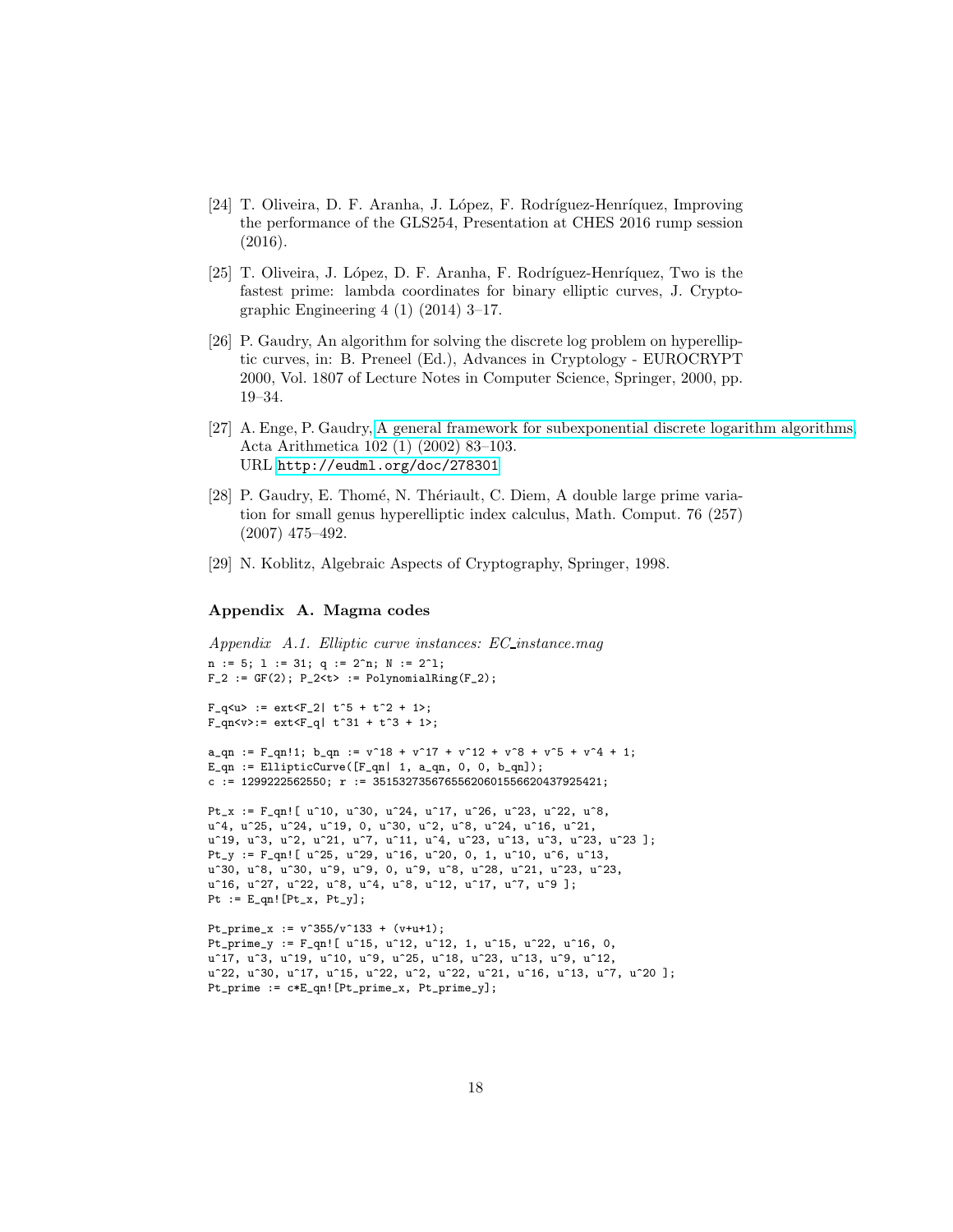[24] T. Oliveira, D. F. Aranha, J. López, F. Rodríguez-Henríquez, Improving the performance of the GLS254, Presentation at CHES 2016 rump session (2016).

[25] T. Oliveira, J. López, D. F. Aranha, F. Rodríguez-Henríquez, Two is the fastest prime: lambda coordinates for binary elliptic curves, J. Cryptographic Engineering 4 (1) (2014) 3–17.

[26] P. Gaudry, An algorithm for solving the discrete log problem on hyperelliptic curves, in: B. Preneel (Ed.), Advances in Cryptology - EUROCRYPT 2000, Vol. 1807 of Lecture Notes in Computer Science, Springer, 2000, pp. 19–34.

[27] A. Enge, P. Gaudry, A general framework for subexponential discrete logarithm algorithms, Acta Arithmetica 102 (1) (2002) 83–103. URL http://eudml.org/doc/278301

[28] P. Gaudry, E. Thomé, N. Thériault, C. Diem, A double large prime variation for small genus hyperelliptic index calculus, Math. Comput. 76 (257) (2007) 475–492.

[29] N. Koblitz, Algebraic Aspects of Cryptography, Springer, 1998.

## Appendix A. Magma codes

*Appendix A.1. Elliptic curve instances: EC_instance.mag*

```
n := 5; l := 31; q := 2^n; N := 2^l;
F_2 := GF(2); P_2<t> := PolynomialRing(F_2);

F_q<u> := ext<F_2| t^5 + t^2 + 1>;
F_qn<v>:= ext<F_q| t^31 + t^3 + 1>;

a_qn := F_qn!1; b_qn := v^18 + v^17 + v^12 + v^8 + v^5 + v^4 + 1;
E_qn := EllipticCurve([F_qn| 1, a_qn, 0, 0, b_qn]);
c := 1299222562550; r := 35153273567655620601556620437925421;

Pt_x := F_qn![ u^10, u^30, u^24, u^17, u^26, u^23, u^22, u^8,
u^4, u^25, u^24, u^19, 0, u^30, u^2, u^8, u^24, u^16, u^21,
u^19, u^3, u^2, u^21, u^7, u^11, u^4, u^23, u^13, u^3, u^23, u^23 ];
Pt_y := F_qn![ u^25, u^29, u^16, u^20, 0, 1, u^10, u^6, u^13,
u^30, u^8, u^30, u^9, u^9, 0, u^9, u^8, u^28, u^21, u^23, u^23,
u^16, u^27, u^22, u^8, u^4, u^8, u^12, u^17, u^7, u^9 ];
Pt := E_qn![Pt_x, Pt_y];

Pt_prime_x := v^355/v^133 + (v+u+1);
Pt_prime_y := F_qn![ u^15, u^12, u^12, 1, u^15, u^22, u^16, 0,
u^17, u^3, u^19, u^10, u^9, u^25, u^18, u^23, u^13, u^9, u^12,
u^22, u^30, u^17, u^15, u^22, u^2, u^22, u^21, u^16, u^13, u^7, u^20 ];
Pt_prime := c*E_qn![Pt_prime_x, Pt_prime_y];
```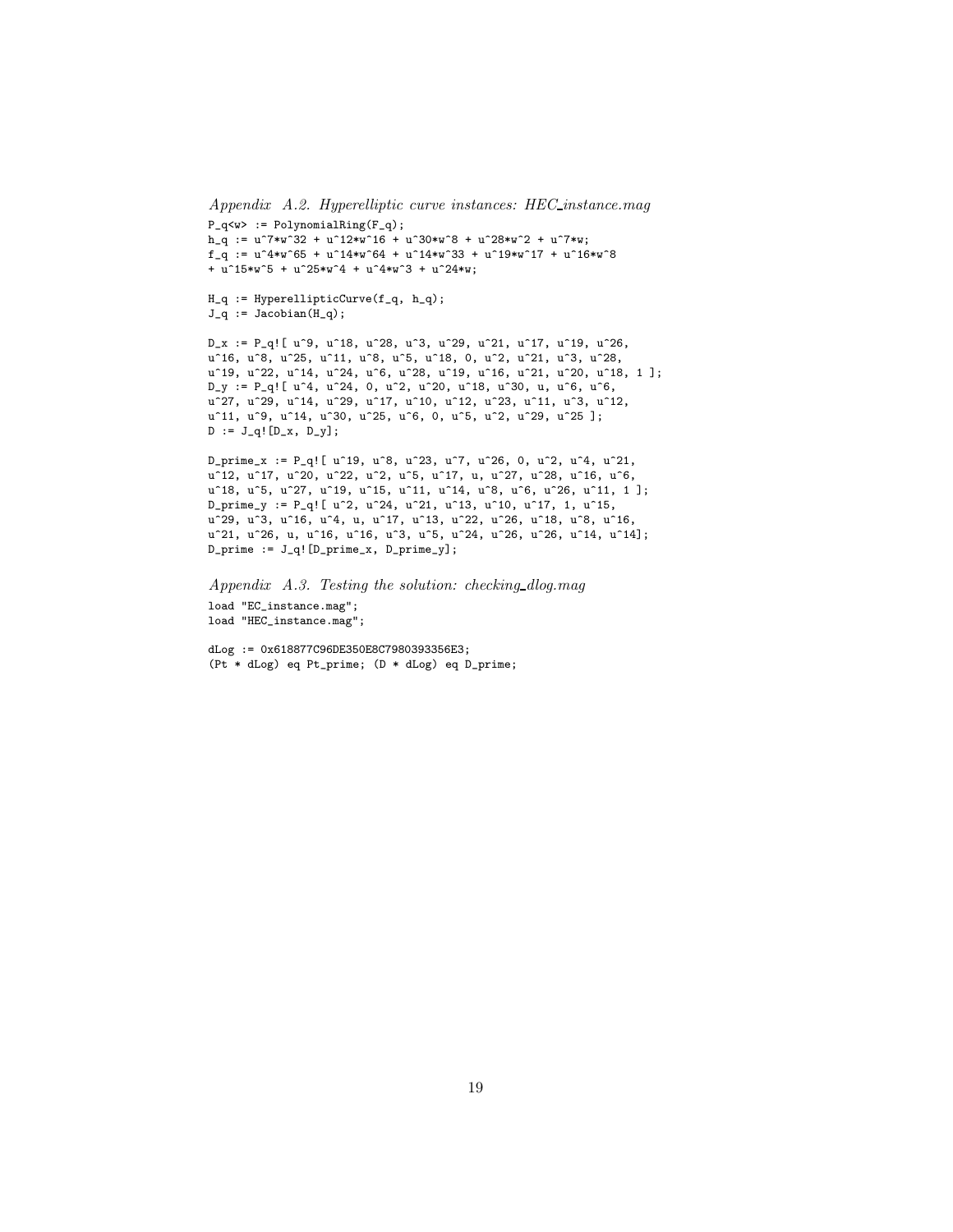*Appendix A.2. Hyperelliptic curve instances: HEC_instance.mag*

```
P_q<w> := PolynomialRing(F_q);
h_q := u^7*w^32 + u^12*w^16 + u^30*w^8 + u^28*w^2 + u^7*w;
f_q := u^4*w^65 + u^14*w^64 + u^14*w^33 + u^19*w^17 + u^16*w^8
+ u^15*w^5 + u^25*w^4 + u^4*w^3 + u^24*w;

H_q := HyperellipticCurve(f_q, h_q);
J_q := Jacobian(H_q);

D_x := P_q![ u^9, u^18, u^28, u^3, u^29, u^21, u^17, u^19, u^26,
u^16, u^8, u^25, u^11, u^8, u^5, u^18, 0, u^2, u^21, u^3, u^28,
u^19, u^22, u^14, u^24, u^6, u^28, u^19, u^16, u^21, u^20, u^18, 1 ];
D_y := P_q![ u^4, u^24, 0, u^2, u^20, u^18, u^30, u, u^6, u^6,
u^27, u^29, u^14, u^29, u^17, u^10, u^12, u^23, u^11, u^3, u^12,
u^11, u^9, u^14, u^30, u^25, u^6, 0, u^5, u^2, u^29, u^25 ];
D := J_q![D_x, D_y];

D_prime_x := P_q![ u^19, u^8, u^23, u^7, u^26, 0, u^2, u^4, u^21,
u^12, u^17, u^20, u^22, u^2, u^5, u^17, u, u^27, u^28, u^16, u^6,
u^18, u^5, u^27, u^19, u^15, u^11, u^14, u^8, u^6, u^26, u^11, 1 ];
D_prime_y := P_q![ u^2, u^24, u^21, u^13, u^10, u^17, 1, u^15,
u^29, u^3, u^16, u^4, u, u^17, u^13, u^22, u^26, u^18, u^8, u^16,
u^21, u^26, u, u^16, u^16, u^3, u^5, u^24, u^26, u^26, u^14, u^14];
D_prime := J_q![D_prime_x, D_prime_y];
```

*Appendix A.3. Testing the solution: checking_dlog.mag*

```
load "EC_instance.mag";
load "HEC_instance.mag";

dLog := 0x618877C96DE350E8C7980393356E3;
(Pt * dLog) eq Pt_prime; (D * dLog) eq D_prime;
```